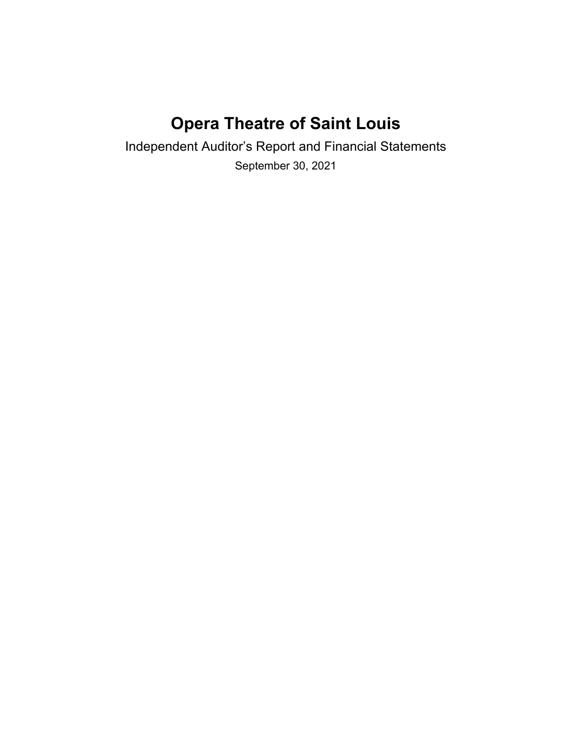# Opera Theatre of Saint Louis

Independent Auditor's Report and Financial Statements

September 30, 2021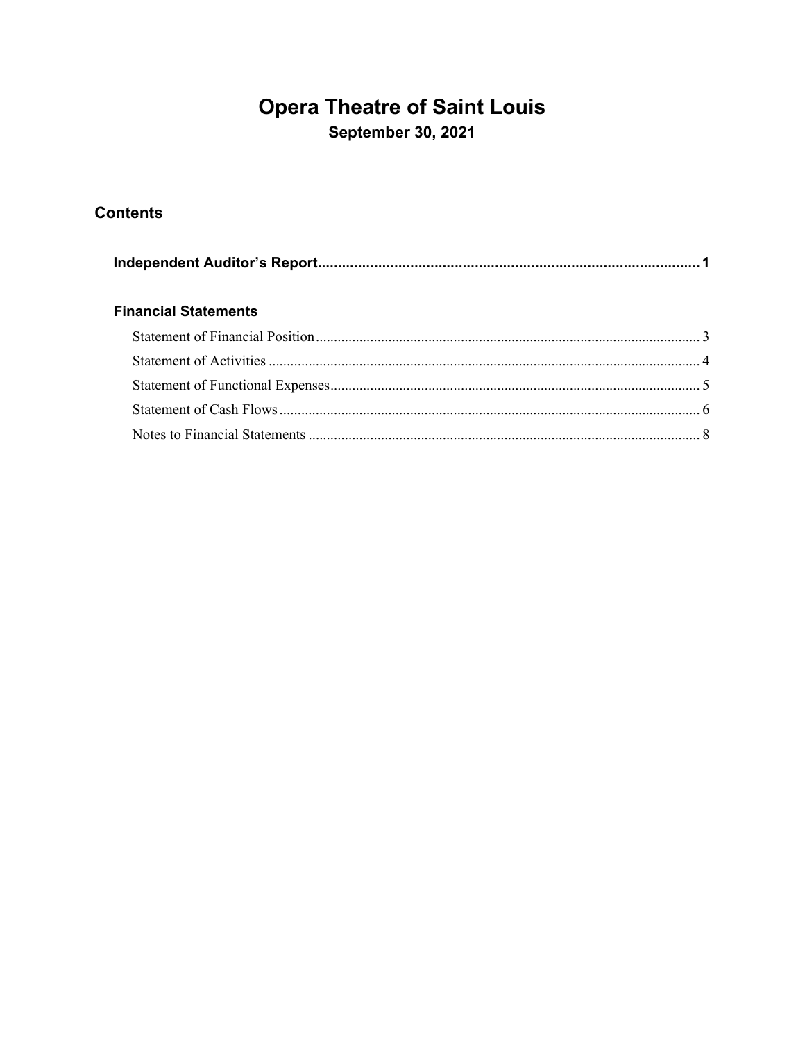# Opera Theatre of Saint Louis

**September 30, 2021**

## Contents

**Independent Auditor's Report** ............................................................ **1**

### Financial Statements

Statement of Financial Position ............................................................ 3

Statement of Activities ............................................................ 4

Statement of Functional Expenses ............................................................ 5

Statement of Cash Flows ............................................................ 6

Notes to Financial Statements ............................................................ 8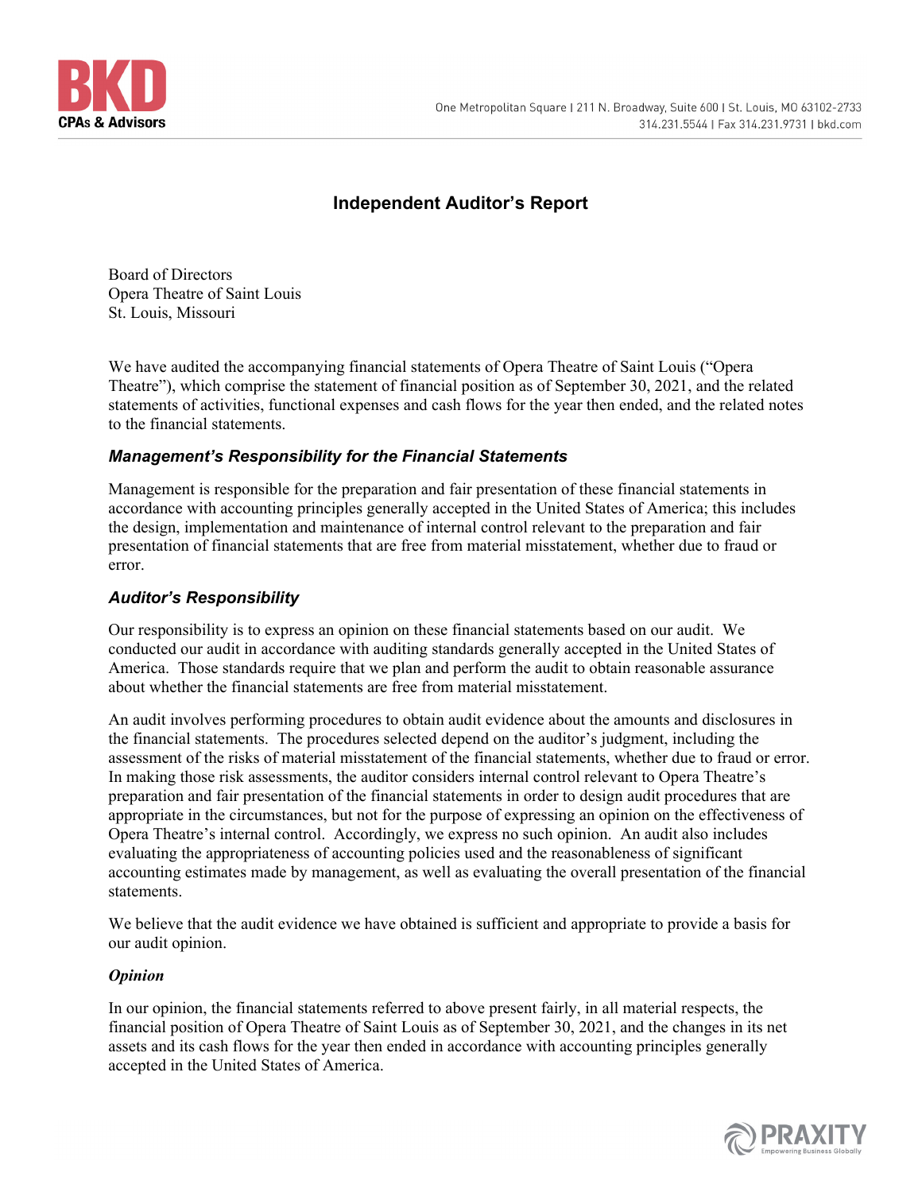BKD
CPAs & Advisors

One Metropolitan Square | 211 N. Broadway, Suite 600 | St. Louis, MO 63102-2733
314.231.5544 | Fax 314.231.9731 | bkd.com

# Independent Auditor's Report

Board of Directors
Opera Theatre of Saint Louis
St. Louis, Missouri

We have audited the accompanying financial statements of Opera Theatre of Saint Louis ("Opera Theatre"), which comprise the statement of financial position as of September 30, 2021, and the related statements of activities, functional expenses and cash flows for the year then ended, and the related notes to the financial statements.

## *Management's Responsibility for the Financial Statements*

Management is responsible for the preparation and fair presentation of these financial statements in accordance with accounting principles generally accepted in the United States of America; this includes the design, implementation and maintenance of internal control relevant to the preparation and fair presentation of financial statements that are free from material misstatement, whether due to fraud or error.

## *Auditor's Responsibility*

Our responsibility is to express an opinion on these financial statements based on our audit. We conducted our audit in accordance with auditing standards generally accepted in the United States of America. Those standards require that we plan and perform the audit to obtain reasonable assurance about whether the financial statements are free from material misstatement.

An audit involves performing procedures to obtain audit evidence about the amounts and disclosures in the financial statements. The procedures selected depend on the auditor's judgment, including the assessment of the risks of material misstatement of the financial statements, whether due to fraud or error. In making those risk assessments, the auditor considers internal control relevant to Opera Theatre's preparation and fair presentation of the financial statements in order to design audit procedures that are appropriate in the circumstances, but not for the purpose of expressing an opinion on the effectiveness of Opera Theatre's internal control. Accordingly, we express no such opinion. An audit also includes evaluating the appropriateness of accounting policies used and the reasonableness of significant accounting estimates made by management, as well as evaluating the overall presentation of the financial statements.

We believe that the audit evidence we have obtained is sufficient and appropriate to provide a basis for our audit opinion.

### *Opinion*

In our opinion, the financial statements referred to above present fairly, in all material respects, the financial position of Opera Theatre of Saint Louis as of September 30, 2021, and the changes in its net assets and its cash flows for the year then ended in accordance with accounting principles generally accepted in the United States of America.

PRAXITY
Empowering Business Globally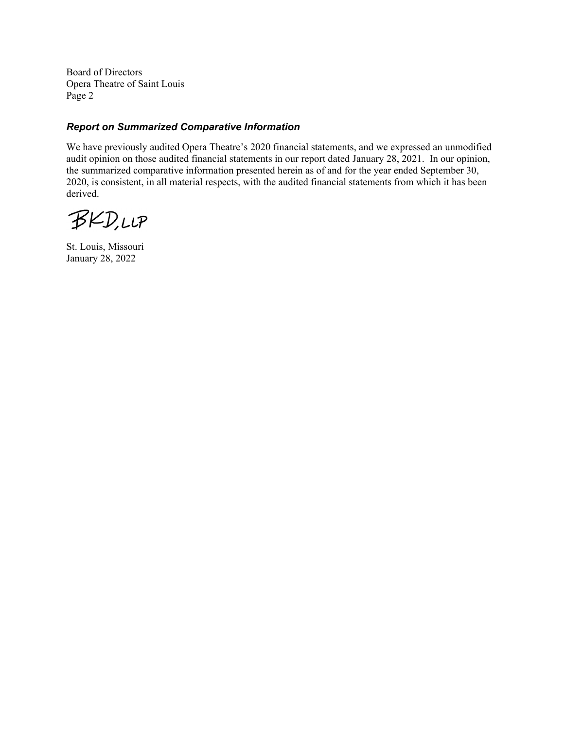Board of Directors
Opera Theatre of Saint Louis
Page 2

### *Report on Summarized Comparative Information*

We have previously audited Opera Theatre's 2020 financial statements, and we expressed an unmodified audit opinion on those audited financial statements in our report dated January 28, 2021. In our opinion, the summarized comparative information presented herein as of and for the year ended September 30, 2020, is consistent, in all material respects, with the audited financial statements from which it has been derived.

BKD, LLP

St. Louis, Missouri
January 28, 2022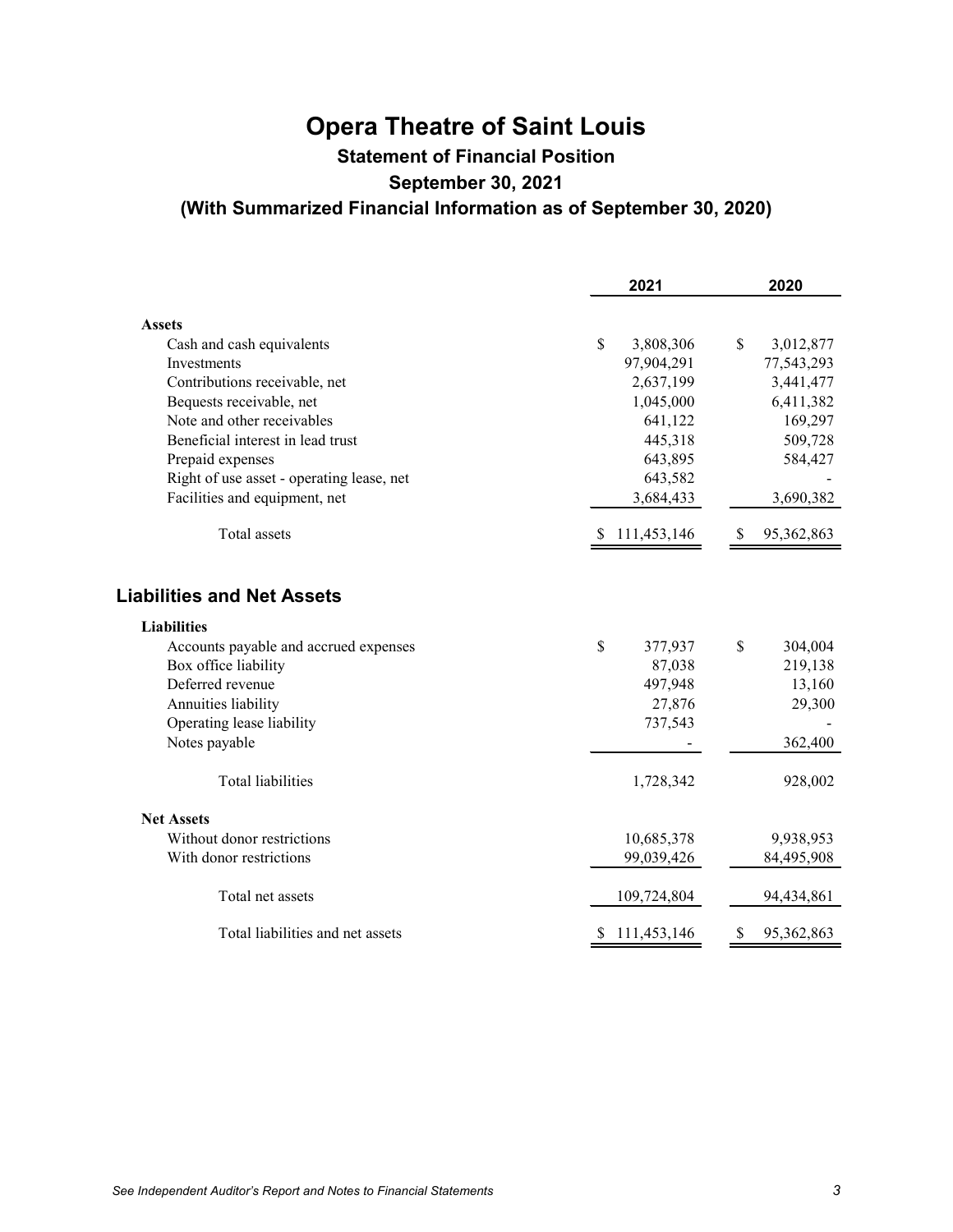# Opera Theatre of Saint Louis

## Statement of Financial Position

## September 30, 2021

## (With Summarized Financial Information as of September 30, 2020)

| | 2021 | 2020 |
|---|---|---|
| **Assets** | | |
| Cash and cash equivalents | $ 3,808,306 | $ 3,012,877 |
| Investments | 97,904,291 | 77,543,293 |
| Contributions receivable, net | 2,637,199 | 3,441,477 |
| Bequests receivable, net | 1,045,000 | 6,411,382 |
| Note and other receivables | 641,122 | 169,297 |
| Beneficial interest in lead trust | 445,318 | 509,728 |
| Prepaid expenses | 643,895 | 584,427 |
| Right of use asset - operating lease, net | 643,582 | - |
| Facilities and equipment, net | 3,684,433 | 3,690,382 |
| Total assets | $ 111,453,146 | $ 95,362,863 |

## Liabilities and Net Assets

| | 2021 | 2020 |
|---|---|---|
| **Liabilities** | | |
| Accounts payable and accrued expenses | $ 377,937 | $ 304,004 |
| Box office liability | 87,038 | 219,138 |
| Deferred revenue | 497,948 | 13,160 |
| Annuities liability | 27,876 | 29,300 |
| Operating lease liability | 737,543 | - |
| Notes payable | - | 362,400 |
| Total liabilities | 1,728,342 | 928,002 |
| **Net Assets** | | |
| Without donor restrictions | 10,685,378 | 9,938,953 |
| With donor restrictions | 99,039,426 | 84,495,908 |
| Total net assets | 109,724,804 | 94,434,861 |
| Total liabilities and net assets | $ 111,453,146 | $ 95,362,863 |

*See Independent Auditor's Report and Notes to Financial Statements*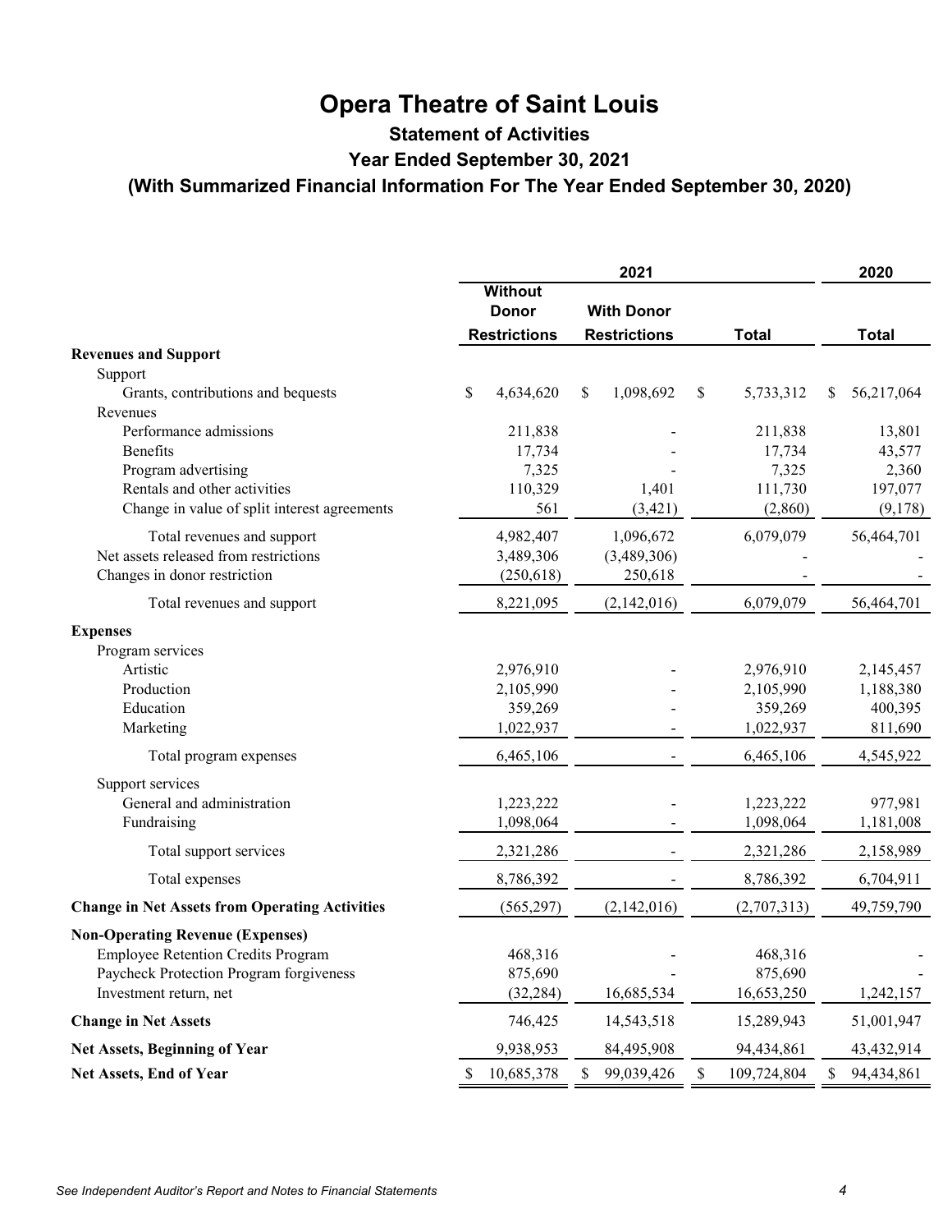# Opera Theatre of Saint Louis

## Statement of Activities

### Year Ended September 30, 2021

### (With Summarized Financial Information For The Year Ended September 30, 2020)

| | 2021 | | | 2020 |
|---|---|---|---|---|
| | Without Donor Restrictions | With Donor Restrictions | Total | Total |
| **Revenues and Support** | | | | |
| Support | | | | |
| Grants, contributions and bequests | $ 4,634,620 | $ 1,098,692 | $ 5,733,312 | $ 56,217,064 |
| Revenues | | | | |
| Performance admissions | 211,838 | - | 211,838 | 13,801 |
| Benefits | 17,734 | - | 17,734 | 43,577 |
| Program advertising | 7,325 | - | 7,325 | 2,360 |
| Rentals and other activities | 110,329 | 1,401 | 111,730 | 197,077 |
| Change in value of split interest agreements | 561 | (3,421) | (2,860) | (9,178) |
| Total revenues and support | 4,982,407 | 1,096,672 | 6,079,079 | 56,464,701 |
| Net assets released from restrictions | 3,489,306 | (3,489,306) | - | - |
| Changes in donor restriction | (250,618) | 250,618 | - | - |
| Total revenues and support | 8,221,095 | (2,142,016) | 6,079,079 | 56,464,701 |
| **Expenses** | | | | |
| Program services | | | | |
| Artistic | 2,976,910 | - | 2,976,910 | 2,145,457 |
| Production | 2,105,990 | - | 2,105,990 | 1,188,380 |
| Education | 359,269 | - | 359,269 | 400,395 |
| Marketing | 1,022,937 | - | 1,022,937 | 811,690 |
| Total program expenses | 6,465,106 | - | 6,465,106 | 4,545,922 |
| Support services | | | | |
| General and administration | 1,223,222 | - | 1,223,222 | 977,981 |
| Fundraising | 1,098,064 | - | 1,098,064 | 1,181,008 |
| Total support services | 2,321,286 | - | 2,321,286 | 2,158,989 |
| Total expenses | 8,786,392 | - | 8,786,392 | 6,704,911 |
| **Change in Net Assets from Operating Activities** | (565,297) | (2,142,016) | (2,707,313) | 49,759,790 |
| **Non-Operating Revenue (Expenses)** | | | | |
| Employee Retention Credits Program | 468,316 | - | 468,316 | - |
| Paycheck Protection Program forgiveness | 875,690 | - | 875,690 | - |
| Investment return, net | (32,284) | 16,685,534 | 16,653,250 | 1,242,157 |
| **Change in Net Assets** | 746,425 | 14,543,518 | 15,289,943 | 51,001,947 |
| **Net Assets, Beginning of Year** | 9,938,953 | 84,495,908 | 94,434,861 | 43,432,914 |
| **Net Assets, End of Year** | $ 10,685,378 | $ 99,039,426 | $ 109,724,804 | $ 94,434,861 |

*See Independent Auditor's Report and Notes to Financial Statements*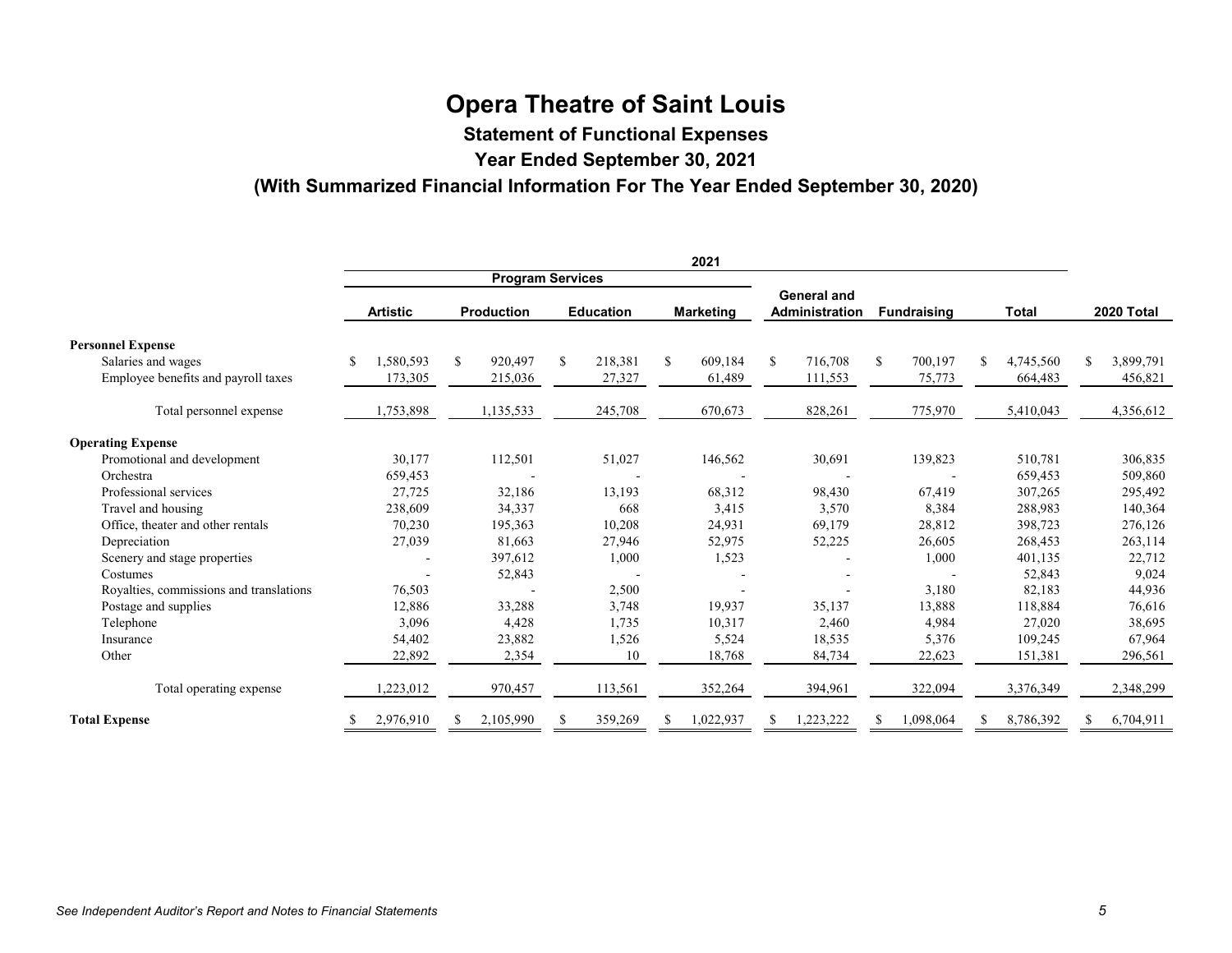# Opera Theatre of Saint Louis

## Statement of Functional Expenses

## Year Ended September 30, 2021

## (With Summarized Financial Information For The Year Ended September 30, 2020)

| | 2021 | | | | | | | |
|---|---|---|---|---|---|---|---|---|
| | Program Services | | | | | | | |
| | Artistic | Production | Education | Marketing | General and Administration | Fundraising | Total | 2020 Total |
| **Personnel Expense** | | | | | | | | |
| Salaries and wages | $ 1,580,593 | $ 920,497 | $ 218,381 | $ 609,184 | $ 716,708 | $ 700,197 | $ 4,745,560 | $ 3,899,791 |
| Employee benefits and payroll taxes | 173,305 | 215,036 | 27,327 | 61,489 | 111,553 | 75,773 | 664,483 | 456,821 |
| Total personnel expense | 1,753,898 | 1,135,533 | 245,708 | 670,673 | 828,261 | 775,970 | 5,410,043 | 4,356,612 |
| **Operating Expense** | | | | | | | | |
| Promotional and development | 30,177 | 112,501 | 51,027 | 146,562 | 30,691 | 139,823 | 510,781 | 306,835 |
| Orchestra | 659,453 | - | - | - | - | - | 659,453 | 509,860 |
| Professional services | 27,725 | 32,186 | 13,193 | 68,312 | 98,430 | 67,419 | 307,265 | 295,492 |
| Travel and housing | 238,609 | 34,337 | 668 | 3,415 | 3,570 | 8,384 | 288,983 | 140,364 |
| Office, theater and other rentals | 70,230 | 195,363 | 10,208 | 24,931 | 69,179 | 28,812 | 398,723 | 276,126 |
| Depreciation | 27,039 | 81,663 | 27,946 | 52,975 | 52,225 | 26,605 | 268,453 | 263,114 |
| Scenery and stage properties | - | 397,612 | 1,000 | 1,523 | - | 1,000 | 401,135 | 22,712 |
| Costumes | - | 52,843 | - | - | - | - | 52,843 | 9,024 |
| Royalties, commissions and translations | 76,503 | - | 2,500 | - | - | 3,180 | 82,183 | 44,936 |
| Postage and supplies | 12,886 | 33,288 | 3,748 | 19,937 | 35,137 | 13,888 | 118,884 | 76,616 |
| Telephone | 3,096 | 4,428 | 1,735 | 10,317 | 2,460 | 4,984 | 27,020 | 38,695 |
| Insurance | 54,402 | 23,882 | 1,526 | 5,524 | 18,535 | 5,376 | 109,245 | 67,964 |
| Other | 22,892 | 2,354 | 10 | 18,768 | 84,734 | 22,623 | 151,381 | 296,561 |
| Total operating expense | 1,223,012 | 970,457 | 113,561 | 352,264 | 394,961 | 322,094 | 3,376,349 | 2,348,299 |
| **Total Expense** | $ 2,976,910 | $ 2,105,990 | $ 359,269 | $ 1,022,937 | $ 1,223,222 | $ 1,098,064 | $ 8,786,392 | $ 6,704,911 |

*See Independent Auditor's Report and Notes to Financial Statements*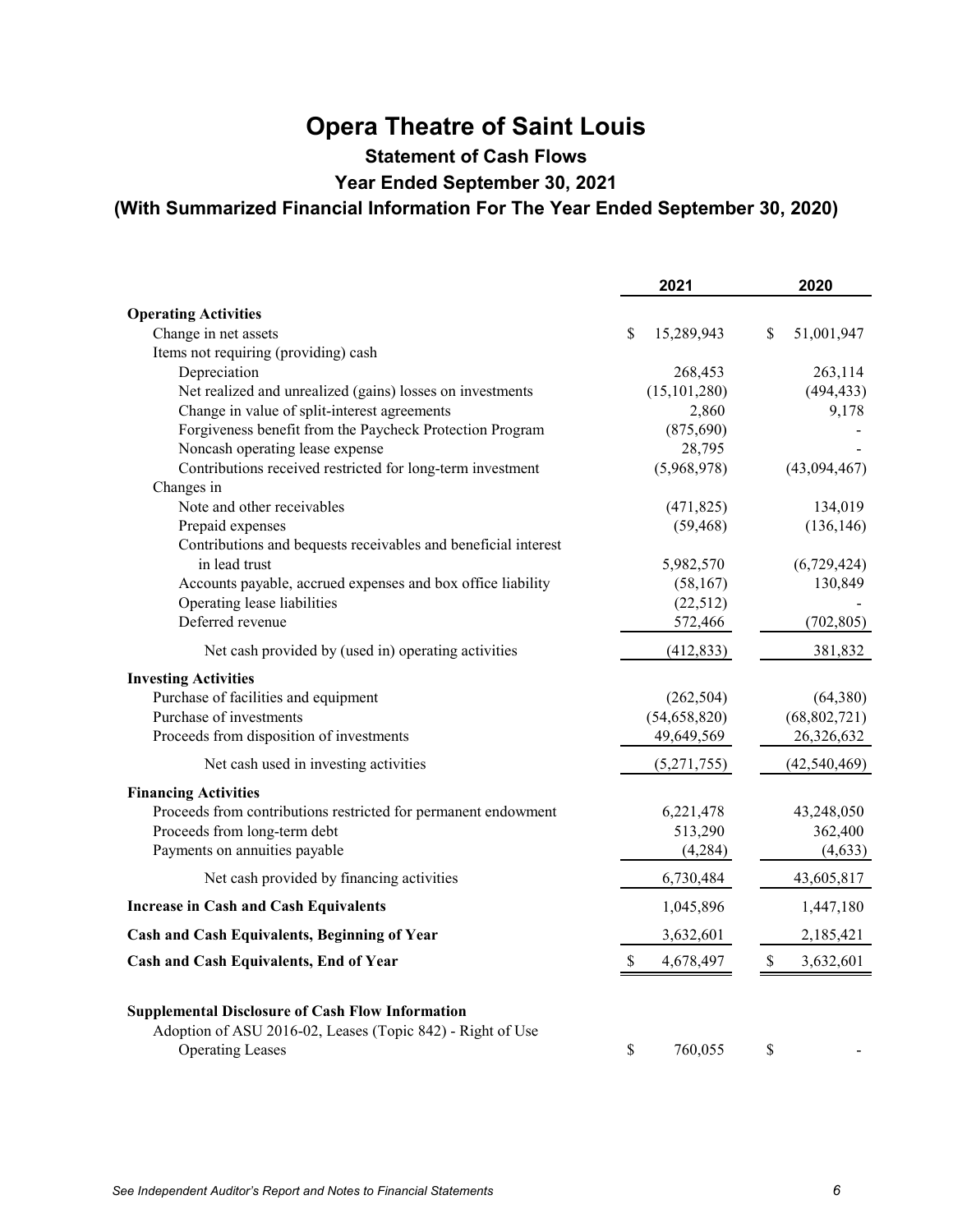# Opera Theatre of Saint Louis

## Statement of Cash Flows

## Year Ended September 30, 2021

## (With Summarized Financial Information For The Year Ended September 30, 2020)

| | 2021 | 2020 |
|---|---|---|
| **Operating Activities** | | |
| Change in net assets | $ 15,289,943 | $ 51,001,947 |
| Items not requiring (providing) cash | | |
| Depreciation | 268,453 | 263,114 |
| Net realized and unrealized (gains) losses on investments | (15,101,280) | (494,433) |
| Change in value of split-interest agreements | 2,860 | 9,178 |
| Forgiveness benefit from the Paycheck Protection Program | (875,690) | - |
| Noncash operating lease expense | 28,795 | - |
| Contributions received restricted for long-term investment | (5,968,978) | (43,094,467) |
| Changes in | | |
| Note and other receivables | (471,825) | 134,019 |
| Prepaid expenses | (59,468) | (136,146) |
| Contributions and bequests receivables and beneficial interest in lead trust | 5,982,570 | (6,729,424) |
| Accounts payable, accrued expenses and box office liability | (58,167) | 130,849 |
| Operating lease liabilities | (22,512) | - |
| Deferred revenue | 572,466 | (702,805) |
| Net cash provided by (used in) operating activities | (412,833) | 381,832 |
| **Investing Activities** | | |
| Purchase of facilities and equipment | (262,504) | (64,380) |
| Purchase of investments | (54,658,820) | (68,802,721) |
| Proceeds from disposition of investments | 49,649,569 | 26,326,632 |
| Net cash used in investing activities | (5,271,755) | (42,540,469) |
| **Financing Activities** | | |
| Proceeds from contributions restricted for permanent endowment | 6,221,478 | 43,248,050 |
| Proceeds from long-term debt | 513,290 | 362,400 |
| Payments on annuities payable | (4,284) | (4,633) |
| Net cash provided by financing activities | 6,730,484 | 43,605,817 |
| **Increase in Cash and Cash Equivalents** | 1,045,896 | 1,447,180 |
| **Cash and Cash Equivalents, Beginning of Year** | 3,632,601 | 2,185,421 |
| **Cash and Cash Equivalents, End of Year** | $ 4,678,497 | $ 3,632,601 |
| | | |
| **Supplemental Disclosure of Cash Flow Information** | | |
| Adoption of ASU 2016-02, Leases (Topic 842) - Right of Use Operating Leases | $ 760,055 | $ - |

*See Independent Auditor's Report and Notes to Financial Statements*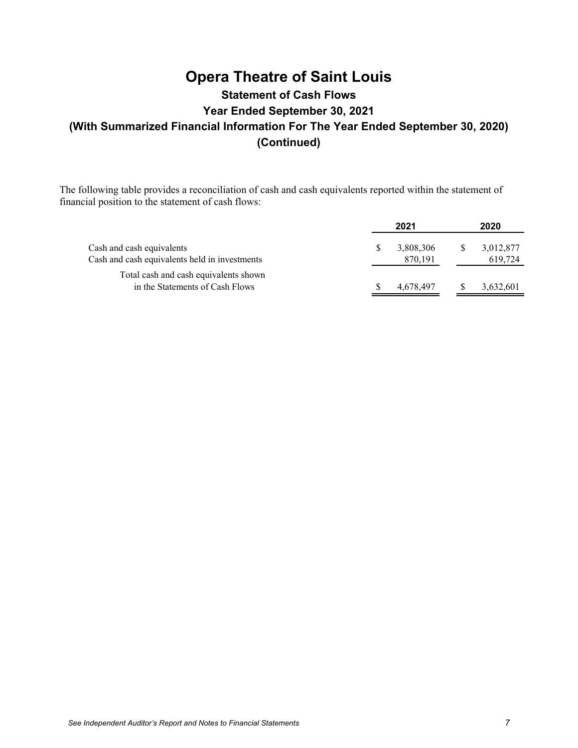# Opera Theatre of Saint Louis

## Statement of Cash Flows

## Year Ended September 30, 2021

## (With Summarized Financial Information For The Year Ended September 30, 2020)

## (Continued)

The following table provides a reconciliation of cash and cash equivalents reported within the statement of financial position to the statement of cash flows:

| | 2021 | 2020 |
|---|---|---|
| Cash and cash equivalents | $ 3,808,306 | $ 3,012,877 |
| Cash and cash equivalents held in investments | 870,191 | 619,724 |
| Total cash and cash equivalents shown in the Statements of Cash Flows | $ 4,678,497 | $ 3,632,601 |

*See Independent Auditor's Report and Notes to Financial Statements*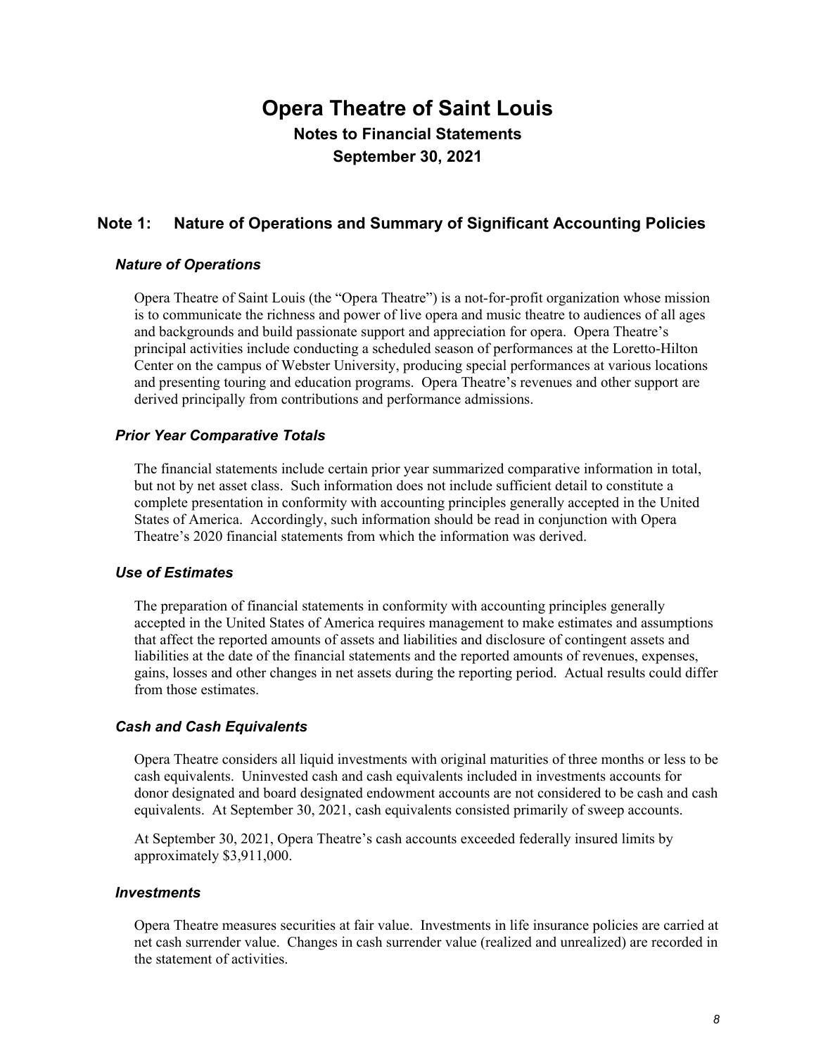# Opera Theatre of Saint Louis

## Notes to Financial Statements

## September 30, 2021

## Note 1: Nature of Operations and Summary of Significant Accounting Policies

### *Nature of Operations*

Opera Theatre of Saint Louis (the "Opera Theatre") is a not-for-profit organization whose mission is to communicate the richness and power of live opera and music theatre to audiences of all ages and backgrounds and build passionate support and appreciation for opera. Opera Theatre's principal activities include conducting a scheduled season of performances at the Loretto-Hilton Center on the campus of Webster University, producing special performances at various locations and presenting touring and education programs. Opera Theatre's revenues and other support are derived principally from contributions and performance admissions.

### *Prior Year Comparative Totals*

The financial statements include certain prior year summarized comparative information in total, but not by net asset class. Such information does not include sufficient detail to constitute a complete presentation in conformity with accounting principles generally accepted in the United States of America. Accordingly, such information should be read in conjunction with Opera Theatre's 2020 financial statements from which the information was derived.

### *Use of Estimates*

The preparation of financial statements in conformity with accounting principles generally accepted in the United States of America requires management to make estimates and assumptions that affect the reported amounts of assets and liabilities and disclosure of contingent assets and liabilities at the date of the financial statements and the reported amounts of revenues, expenses, gains, losses and other changes in net assets during the reporting period. Actual results could differ from those estimates.

### *Cash and Cash Equivalents*

Opera Theatre considers all liquid investments with original maturities of three months or less to be cash equivalents. Uninvested cash and cash equivalents included in investments accounts for donor designated and board designated endowment accounts are not considered to be cash and cash equivalents. At September 30, 2021, cash equivalents consisted primarily of sweep accounts.

At September 30, 2021, Opera Theatre's cash accounts exceeded federally insured limits by approximately $3,911,000.

### *Investments*

Opera Theatre measures securities at fair value. Investments in life insurance policies are carried at net cash surrender value. Changes in cash surrender value (realized and unrealized) are recorded in the statement of activities.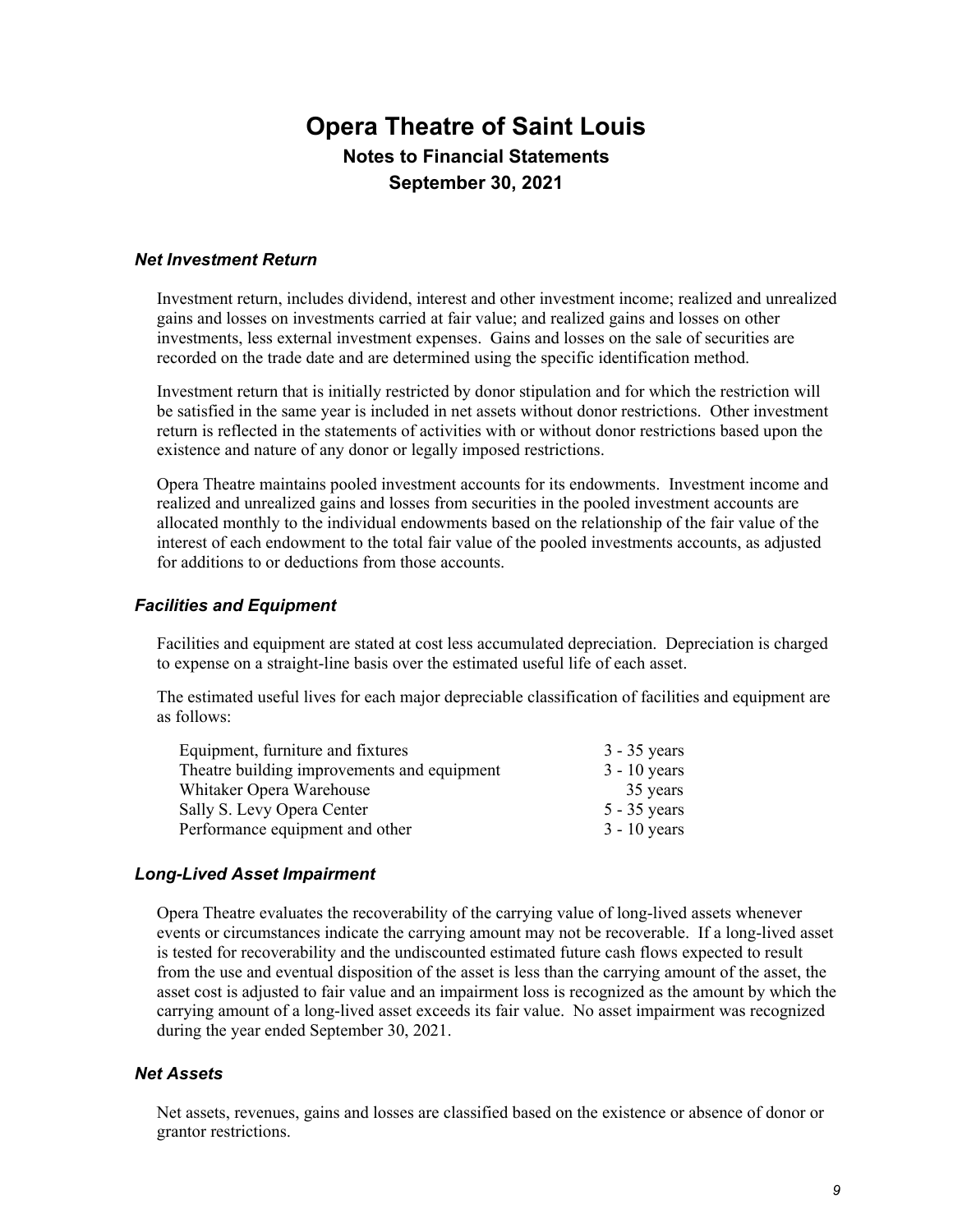# Opera Theatre of Saint Louis

## Notes to Financial Statements

## September 30, 2021

### *Net Investment Return*

Investment return, includes dividend, interest and other investment income; realized and unrealized gains and losses on investments carried at fair value; and realized gains and losses on other investments, less external investment expenses. Gains and losses on the sale of securities are recorded on the trade date and are determined using the specific identification method.

Investment return that is initially restricted by donor stipulation and for which the restriction will be satisfied in the same year is included in net assets without donor restrictions. Other investment return is reflected in the statements of activities with or without donor restrictions based upon the existence and nature of any donor or legally imposed restrictions.

Opera Theatre maintains pooled investment accounts for its endowments. Investment income and realized and unrealized gains and losses from securities in the pooled investment accounts are allocated monthly to the individual endowments based on the relationship of the fair value of the interest of each endowment to the total fair value of the pooled investments accounts, as adjusted for additions to or deductions from those accounts.

### *Facilities and Equipment*

Facilities and equipment are stated at cost less accumulated depreciation. Depreciation is charged to expense on a straight-line basis over the estimated useful life of each asset.

The estimated useful lives for each major depreciable classification of facilities and equipment are as follows:

| | |
|---|---|
| Equipment, furniture and fixtures | 3 - 35 years |
| Theatre building improvements and equipment | 3 - 10 years |
| Whitaker Opera Warehouse | 35 years |
| Sally S. Levy Opera Center | 5 - 35 years |
| Performance equipment and other | 3 - 10 years |

### *Long-Lived Asset Impairment*

Opera Theatre evaluates the recoverability of the carrying value of long-lived assets whenever events or circumstances indicate the carrying amount may not be recoverable. If a long-lived asset is tested for recoverability and the undiscounted estimated future cash flows expected to result from the use and eventual disposition of the asset is less than the carrying amount of the asset, the asset cost is adjusted to fair value and an impairment loss is recognized as the amount by which the carrying amount of a long-lived asset exceeds its fair value. No asset impairment was recognized during the year ended September 30, 2021.

### *Net Assets*

Net assets, revenues, gains and losses are classified based on the existence or absence of donor or grantor restrictions.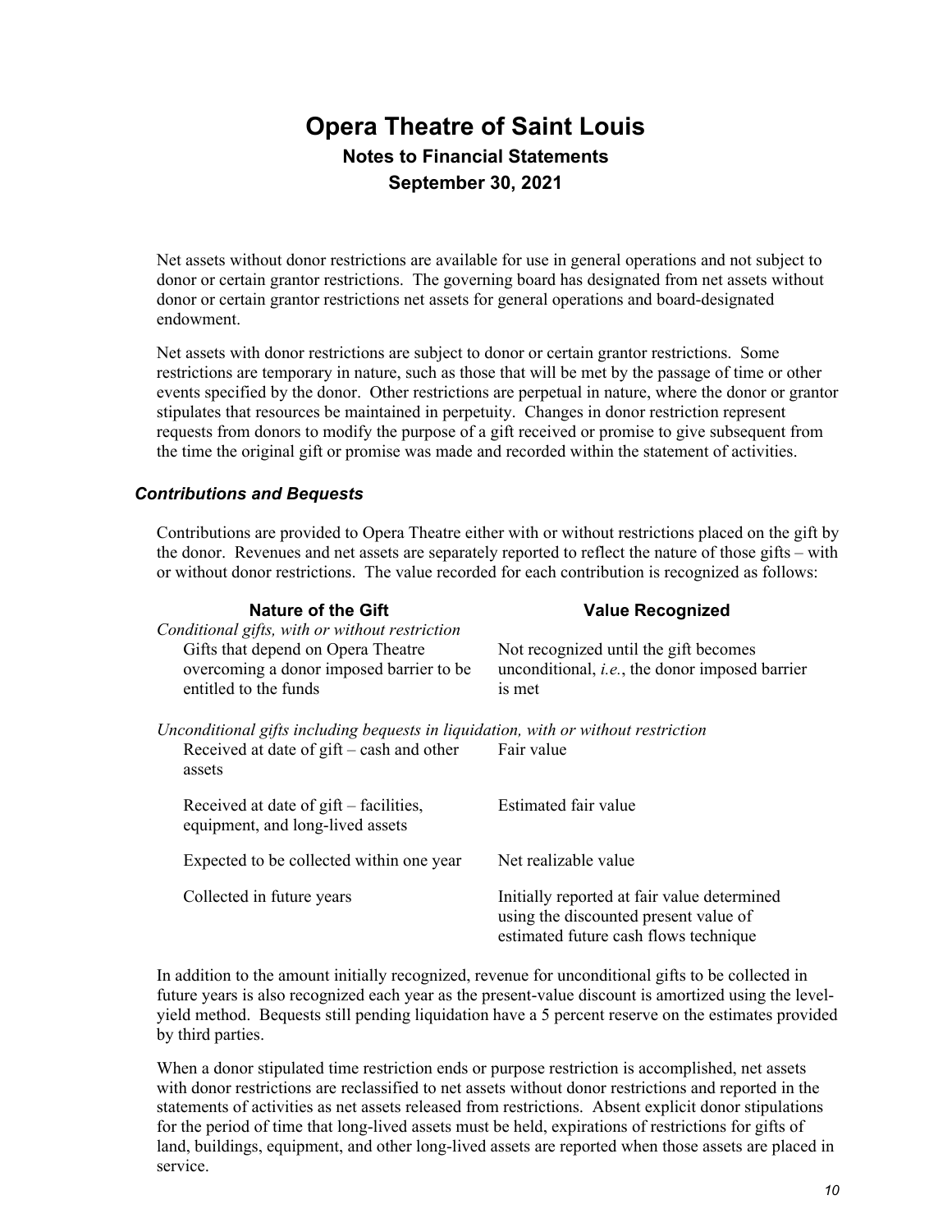Net assets without donor restrictions are available for use in general operations and not subject to donor or certain grantor restrictions. The governing board has designated from net assets without donor or certain grantor restrictions net assets for general operations and board-designated endowment.

Net assets with donor restrictions are subject to donor or certain grantor restrictions. Some restrictions are temporary in nature, such as those that will be met by the passage of time or other events specified by the donor. Other restrictions are perpetual in nature, where the donor or grantor stipulates that resources be maintained in perpetuity. Changes in donor restriction represent requests from donors to modify the purpose of a gift received or promise to give subsequent from the time the original gift or promise was made and recorded within the statement of activities.

### *Contributions and Bequests*

Contributions are provided to Opera Theatre either with or without restrictions placed on the gift by the donor. Revenues and net assets are separately reported to reflect the nature of those gifts – with or without donor restrictions. The value recorded for each contribution is recognized as follows:

| Nature of the Gift | Value Recognized |
|---|---|
| *Conditional gifts, with or without restriction* | |
| Gifts that depend on Opera Theatre overcoming a donor imposed barrier to be entitled to the funds | Not recognized until the gift becomes unconditional, *i.e.*, the donor imposed barrier is met |
| *Unconditional gifts including bequests in liquidation, with or without restriction* | |
| Received at date of gift – cash and other assets | Fair value |
| Received at date of gift – facilities, equipment, and long-lived assets | Estimated fair value |
| Expected to be collected within one year | Net realizable value |
| Collected in future years | Initially reported at fair value determined using the discounted present value of estimated future cash flows technique |

In addition to the amount initially recognized, revenue for unconditional gifts to be collected in future years is also recognized each year as the present-value discount is amortized using the level-yield method. Bequests still pending liquidation have a 5 percent reserve on the estimates provided by third parties.

When a donor stipulated time restriction ends or purpose restriction is accomplished, net assets with donor restrictions are reclassified to net assets without donor restrictions and reported in the statements of activities as net assets released from restrictions. Absent explicit donor stipulations for the period of time that long-lived assets must be held, expirations of restrictions for gifts of land, buildings, equipment, and other long-lived assets are reported when those assets are placed in service.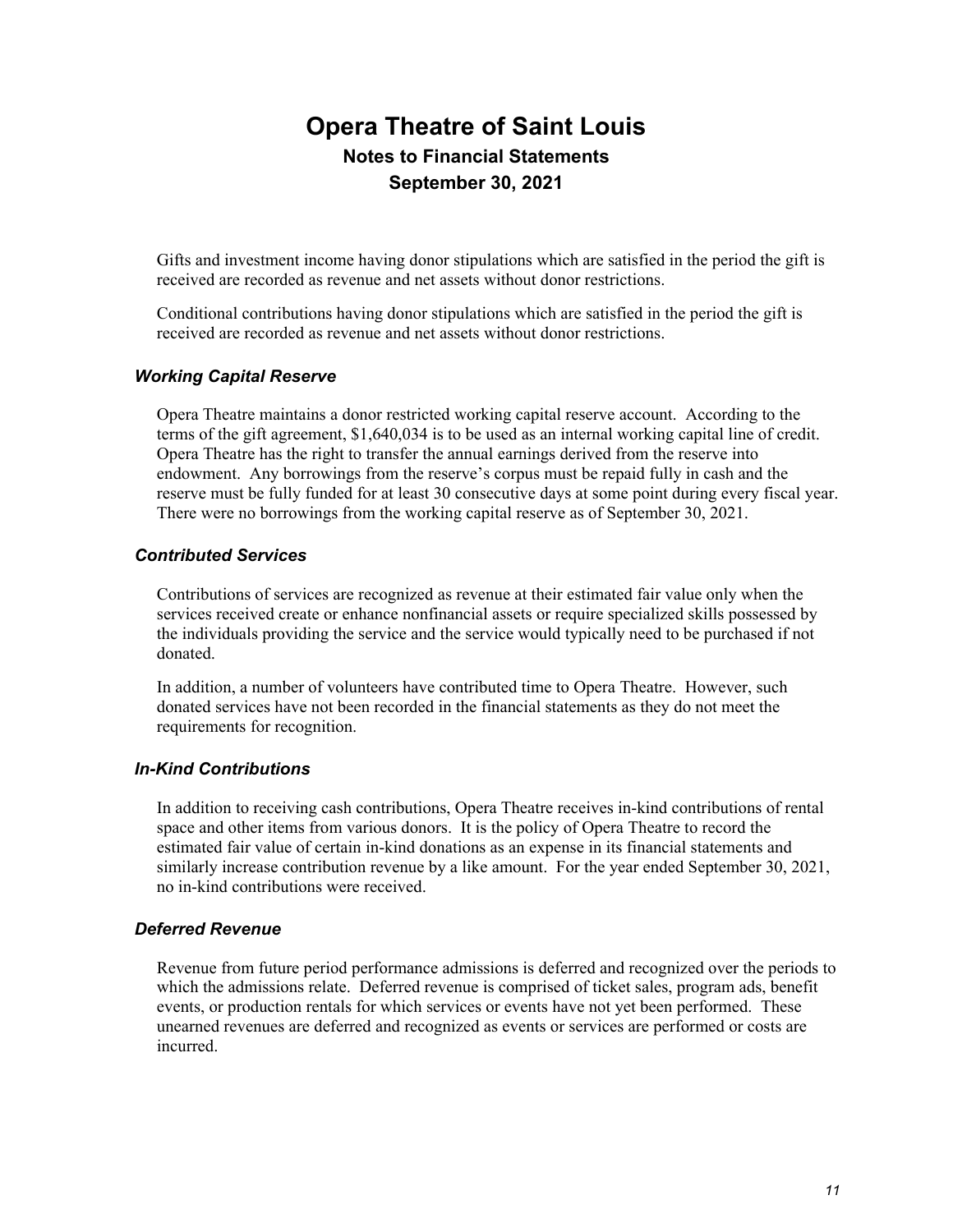Gifts and investment income having donor stipulations which are satisfied in the period the gift is received are recorded as revenue and net assets without donor restrictions.

Conditional contributions having donor stipulations which are satisfied in the period the gift is received are recorded as revenue and net assets without donor restrictions.

### *Working Capital Reserve*

Opera Theatre maintains a donor restricted working capital reserve account. According to the terms of the gift agreement, $1,640,034 is to be used as an internal working capital line of credit. Opera Theatre has the right to transfer the annual earnings derived from the reserve into endowment. Any borrowings from the reserve's corpus must be repaid fully in cash and the reserve must be fully funded for at least 30 consecutive days at some point during every fiscal year. There were no borrowings from the working capital reserve as of September 30, 2021.

### *Contributed Services*

Contributions of services are recognized as revenue at their estimated fair value only when the services received create or enhance nonfinancial assets or require specialized skills possessed by the individuals providing the service and the service would typically need to be purchased if not donated.

In addition, a number of volunteers have contributed time to Opera Theatre. However, such donated services have not been recorded in the financial statements as they do not meet the requirements for recognition.

### *In-Kind Contributions*

In addition to receiving cash contributions, Opera Theatre receives in-kind contributions of rental space and other items from various donors. It is the policy of Opera Theatre to record the estimated fair value of certain in-kind donations as an expense in its financial statements and similarly increase contribution revenue by a like amount. For the year ended September 30, 2021, no in-kind contributions were received.

### *Deferred Revenue*

Revenue from future period performance admissions is deferred and recognized over the periods to which the admissions relate. Deferred revenue is comprised of ticket sales, program ads, benefit events, or production rentals for which services or events have not yet been performed. These unearned revenues are deferred and recognized as events or services are performed or costs are incurred.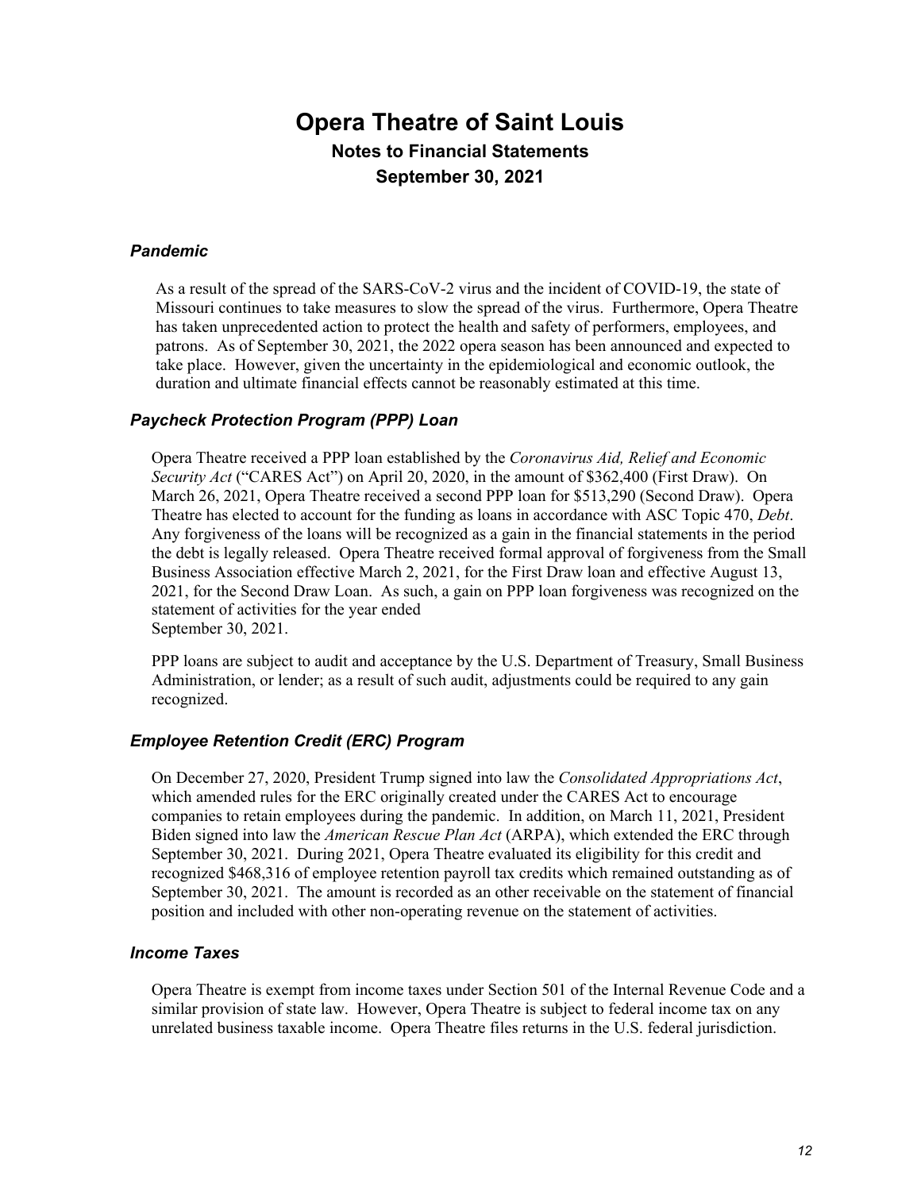# Opera Theatre of Saint Louis

## Notes to Financial Statements

## September 30, 2021

### *Pandemic*

As a result of the spread of the SARS-CoV-2 virus and the incident of COVID-19, the state of Missouri continues to take measures to slow the spread of the virus. Furthermore, Opera Theatre has taken unprecedented action to protect the health and safety of performers, employees, and patrons. As of September 30, 2021, the 2022 opera season has been announced and expected to take place. However, given the uncertainty in the epidemiological and economic outlook, the duration and ultimate financial effects cannot be reasonably estimated at this time.

### *Paycheck Protection Program (PPP) Loan*

Opera Theatre received a PPP loan established by the *Coronavirus Aid, Relief and Economic Security Act* ("CARES Act") on April 20, 2020, in the amount of $362,400 (First Draw). On March 26, 2021, Opera Theatre received a second PPP loan for $513,290 (Second Draw). Opera Theatre has elected to account for the funding as loans in accordance with ASC Topic 470, *Debt*. Any forgiveness of the loans will be recognized as a gain in the financial statements in the period the debt is legally released. Opera Theatre received formal approval of forgiveness from the Small Business Association effective March 2, 2021, for the First Draw loan and effective August 13, 2021, for the Second Draw Loan. As such, a gain on PPP loan forgiveness was recognized on the statement of activities for the year ended September 30, 2021.

PPP loans are subject to audit and acceptance by the U.S. Department of Treasury, Small Business Administration, or lender; as a result of such audit, adjustments could be required to any gain recognized.

### *Employee Retention Credit (ERC) Program*

On December 27, 2020, President Trump signed into law the *Consolidated Appropriations Act*, which amended rules for the ERC originally created under the CARES Act to encourage companies to retain employees during the pandemic. In addition, on March 11, 2021, President Biden signed into law the *American Rescue Plan Act* (ARPA), which extended the ERC through September 30, 2021. During 2021, Opera Theatre evaluated its eligibility for this credit and recognized $468,316 of employee retention payroll tax credits which remained outstanding as of September 30, 2021. The amount is recorded as an other receivable on the statement of financial position and included with other non-operating revenue on the statement of activities.

### *Income Taxes*

Opera Theatre is exempt from income taxes under Section 501 of the Internal Revenue Code and a similar provision of state law. However, Opera Theatre is subject to federal income tax on any unrelated business taxable income. Opera Theatre files returns in the U.S. federal jurisdiction.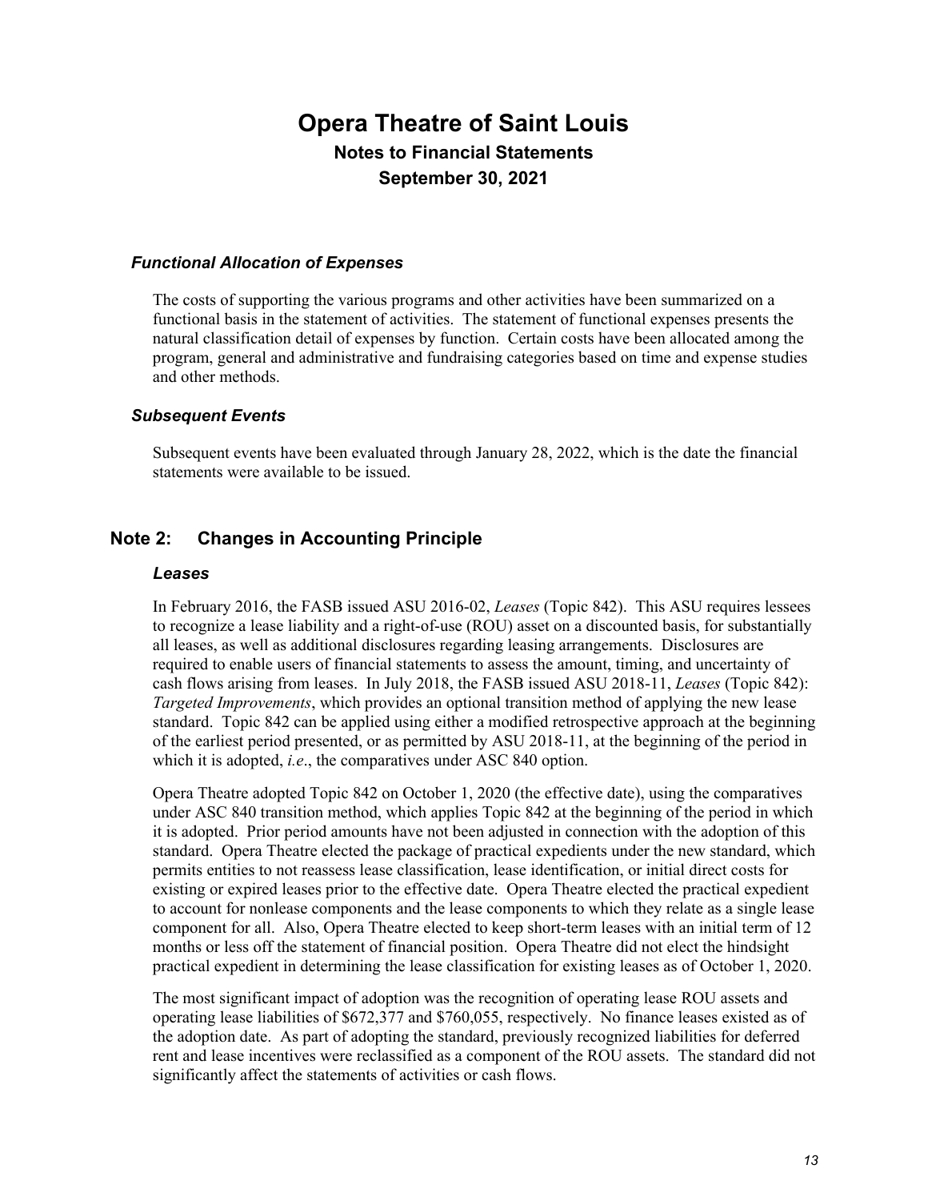### *Functional Allocation of Expenses*

The costs of supporting the various programs and other activities have been summarized on a functional basis in the statement of activities. The statement of functional expenses presents the natural classification detail of expenses by function. Certain costs have been allocated among the program, general and administrative and fundraising categories based on time and expense studies and other methods.

### *Subsequent Events*

Subsequent events have been evaluated through January 28, 2022, which is the date the financial statements were available to be issued.

## Note 2: Changes in Accounting Principle

### *Leases*

In February 2016, the FASB issued ASU 2016-02, *Leases* (Topic 842). This ASU requires lessees to recognize a lease liability and a right-of-use (ROU) asset on a discounted basis, for substantially all leases, as well as additional disclosures regarding leasing arrangements. Disclosures are required to enable users of financial statements to assess the amount, timing, and uncertainty of cash flows arising from leases. In July 2018, the FASB issued ASU 2018-11, *Leases* (Topic 842): *Targeted Improvements*, which provides an optional transition method of applying the new lease standard. Topic 842 can be applied using either a modified retrospective approach at the beginning of the earliest period presented, or as permitted by ASU 2018-11, at the beginning of the period in which it is adopted, *i.e*., the comparatives under ASC 840 option.

Opera Theatre adopted Topic 842 on October 1, 2020 (the effective date), using the comparatives under ASC 840 transition method, which applies Topic 842 at the beginning of the period in which it is adopted. Prior period amounts have not been adjusted in connection with the adoption of this standard. Opera Theatre elected the package of practical expedients under the new standard, which permits entities to not reassess lease classification, lease identification, or initial direct costs for existing or expired leases prior to the effective date. Opera Theatre elected the practical expedient to account for nonlease components and the lease components to which they relate as a single lease component for all. Also, Opera Theatre elected to keep short-term leases with an initial term of 12 months or less off the statement of financial position. Opera Theatre did not elect the hindsight practical expedient in determining the lease classification for existing leases as of October 1, 2020.

The most significant impact of adoption was the recognition of operating lease ROU assets and operating lease liabilities of $672,377 and $760,055, respectively. No finance leases existed as of the adoption date. As part of adopting the standard, previously recognized liabilities for deferred rent and lease incentives were reclassified as a component of the ROU assets. The standard did not significantly affect the statements of activities or cash flows.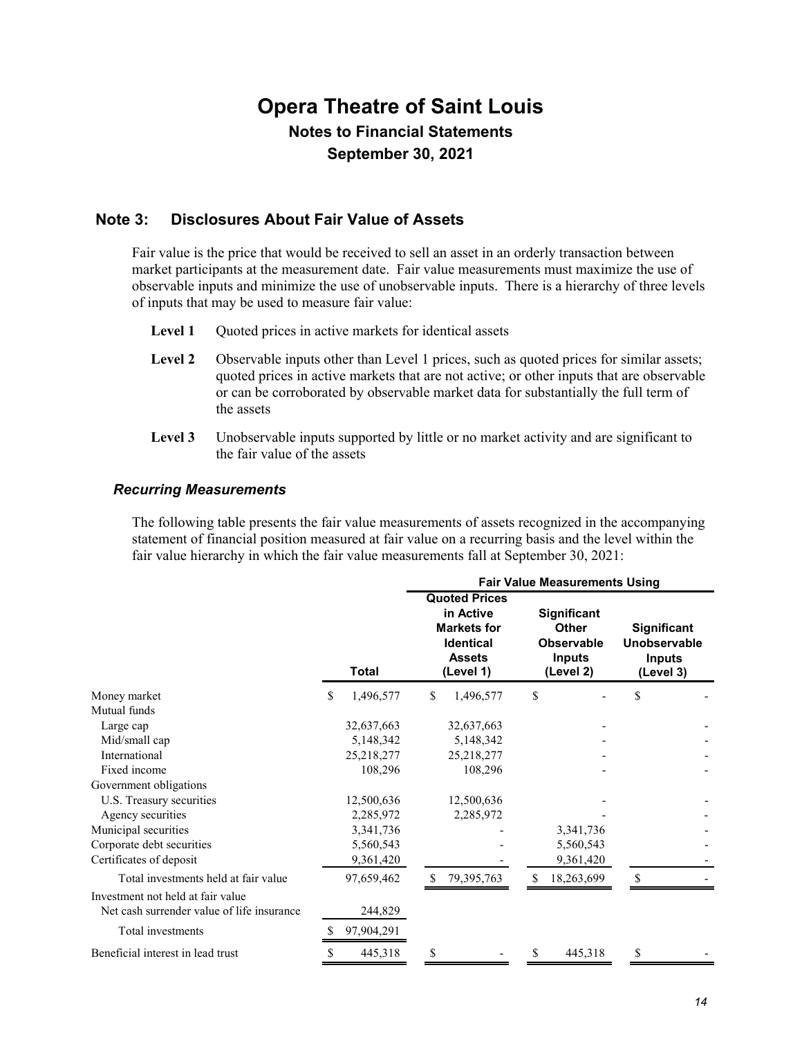# Opera Theatre of Saint Louis

## Notes to Financial Statements

## September 30, 2021

## Note 3: Disclosures About Fair Value of Assets

Fair value is the price that would be received to sell an asset in an orderly transaction between market participants at the measurement date. Fair value measurements must maximize the use of observable inputs and minimize the use of unobservable inputs. There is a hierarchy of three levels of inputs that may be used to measure fair value:

**Level 1** Quoted prices in active markets for identical assets

**Level 2** Observable inputs other than Level 1 prices, such as quoted prices for similar assets; quoted prices in active markets that are not active; or other inputs that are observable or can be corroborated by observable market data for substantially the full term of the assets

**Level 3** Unobservable inputs supported by little or no market activity and are significant to the fair value of the assets

### *Recurring Measurements*

The following table presents the fair value measurements of assets recognized in the accompanying statement of financial position measured at fair value on a recurring basis and the level within the fair value hierarchy in which the fair value measurements fall at September 30, 2021:

| | | Fair Value Measurements Using | | |
|---|---|---|---|---|
| | **Total** | **Quoted Prices in Active Markets for Identical Assets (Level 1)** | **Significant Other Observable Inputs (Level 2)** | **Significant Unobservable Inputs (Level 3)** |
| Money market | $ 1,496,577 | $ 1,496,577 | $ - | $ - |
| Mutual funds | | | | |
| Large cap | 32,637,663 | 32,637,663 | - | - |
| Mid/small cap | 5,148,342 | 5,148,342 | - | - |
| International | 25,218,277 | 25,218,277 | - | - |
| Fixed income | 108,296 | 108,296 | - | - |
| Government obligations | | | | |
| U.S. Treasury securities | 12,500,636 | 12,500,636 | - | - |
| Agency securities | 2,285,972 | 2,285,972 | - | - |
| Municipal securities | 3,341,736 | - | 3,341,736 | - |
| Corporate debt securities | 5,560,543 | - | 5,560,543 | - |
| Certificates of deposit | 9,361,420 | - | 9,361,420 | - |
| Total investments held at fair value | 97,659,462 | $ 79,395,763 | $ 18,263,699 | $ - |
| Investment not held at fair value | | | | |
| Net cash surrender value of life insurance | 244,829 | | | |
| Total investments | $ 97,904,291 | | | |
| Beneficial interest in lead trust | $ 445,318 | $ - | $ 445,318 | $ - |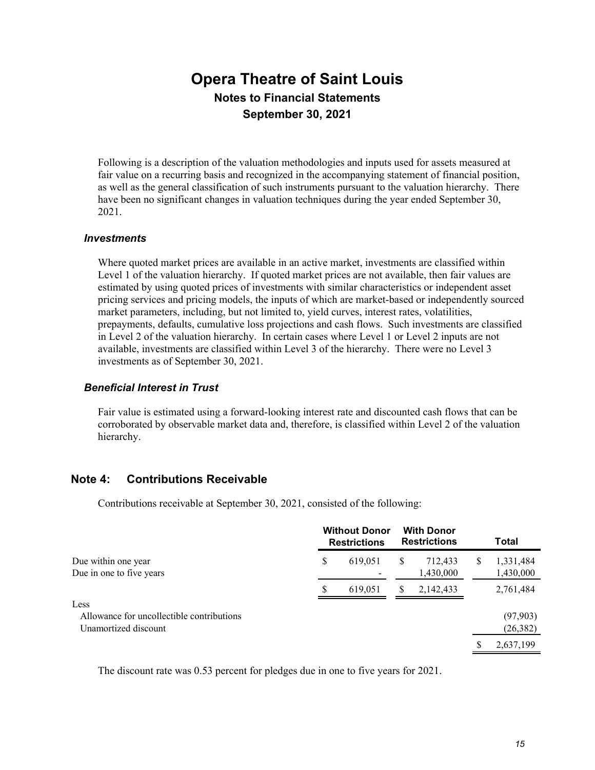# Opera Theatre of Saint Louis
## Notes to Financial Statements
## September 30, 2021

Following is a description of the valuation methodologies and inputs used for assets measured at fair value on a recurring basis and recognized in the accompanying statement of financial position, as well as the general classification of such instruments pursuant to the valuation hierarchy. There have been no significant changes in valuation techniques during the year ended September 30, 2021.

### *Investments*

Where quoted market prices are available in an active market, investments are classified within Level 1 of the valuation hierarchy. If quoted market prices are not available, then fair values are estimated by using quoted prices of investments with similar characteristics or independent asset pricing services and pricing models, the inputs of which are market-based or independently sourced market parameters, including, but not limited to, yield curves, interest rates, volatilities, prepayments, defaults, cumulative loss projections and cash flows. Such investments are classified in Level 2 of the valuation hierarchy. In certain cases where Level 1 or Level 2 inputs are not available, investments are classified within Level 3 of the hierarchy. There were no Level 3 investments as of September 30, 2021.

### *Beneficial Interest in Trust*

Fair value is estimated using a forward-looking interest rate and discounted cash flows that can be corroborated by observable market data and, therefore, is classified within Level 2 of the valuation hierarchy.

## Note 4: Contributions Receivable

Contributions receivable at September 30, 2021, consisted of the following:

| | Without Donor Restrictions | With Donor Restrictions | Total |
|---|---|---|---|
| Due within one year | $ 619,051 | $ 712,433 | $ 1,331,484 |
| Due in one to five years | - | 1,430,000 | 1,430,000 |
| | $ 619,051 | $ 2,142,433 | 2,761,484 |
| Less | | | |
| Allowance for uncollectible contributions | | | (97,903) |
| Unamortized discount | | | (26,382) |
| | | | $ 2,637,199 |

The discount rate was 0.53 percent for pledges due in one to five years for 2021.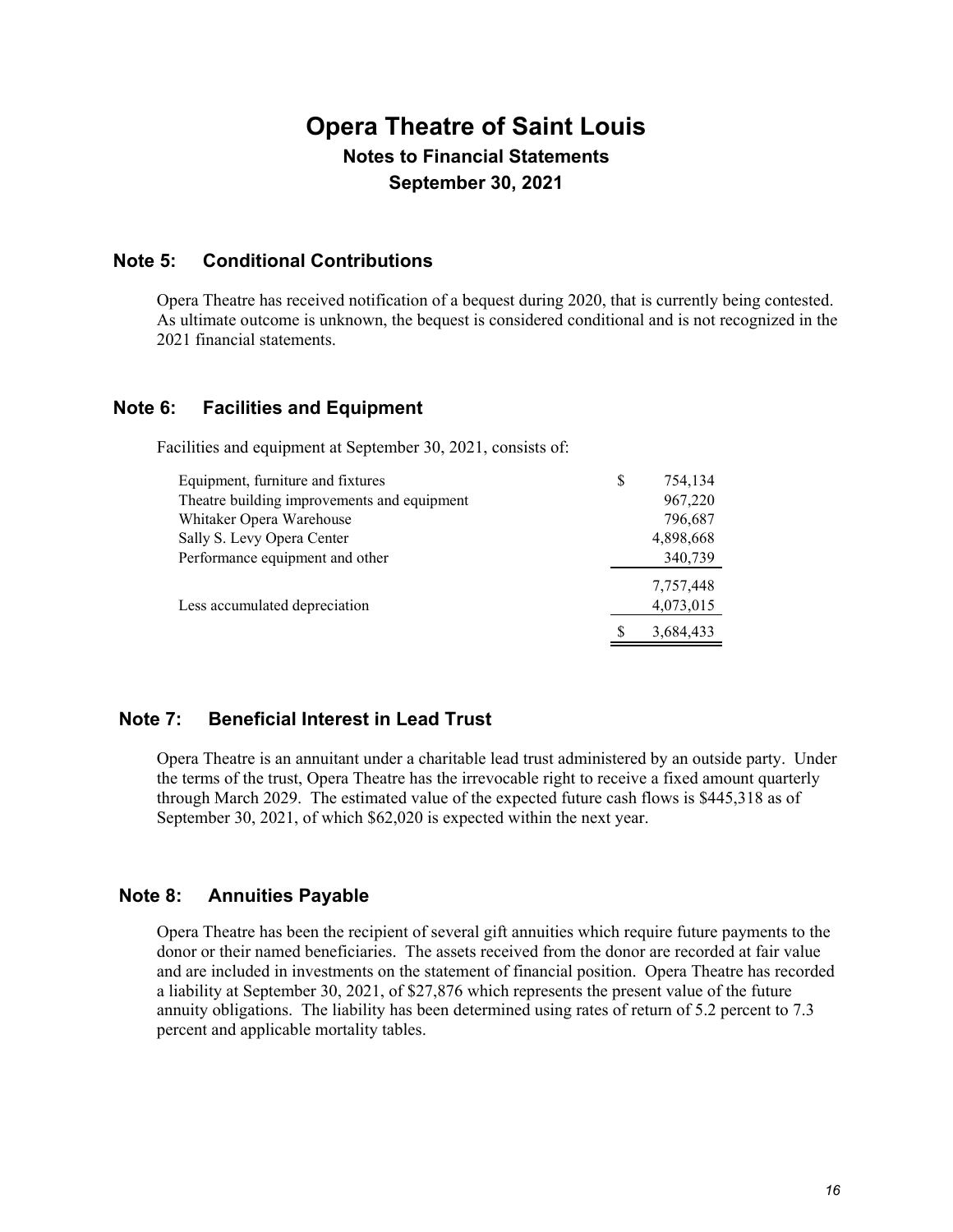# Opera Theatre of Saint Louis

## Notes to Financial Statements

## September 30, 2021

### Note 5: Conditional Contributions

Opera Theatre has received notification of a bequest during 2020, that is currently being contested. As ultimate outcome is unknown, the bequest is considered conditional and is not recognized in the 2021 financial statements.

### Note 6: Facilities and Equipment

Facilities and equipment at September 30, 2021, consists of:

| | |
|---|---|
| Equipment, furniture and fixtures | $ 754,134 |
| Theatre building improvements and equipment | 967,220 |
| Whitaker Opera Warehouse | 796,687 |
| Sally S. Levy Opera Center | 4,898,668 |
| Performance equipment and other | 340,739 |
| | 7,757,448 |
| Less accumulated depreciation | 4,073,015 |
| | $ 3,684,433 |

### Note 7: Beneficial Interest in Lead Trust

Opera Theatre is an annuitant under a charitable lead trust administered by an outside party. Under the terms of the trust, Opera Theatre has the irrevocable right to receive a fixed amount quarterly through March 2029. The estimated value of the expected future cash flows is $445,318 as of September 30, 2021, of which $62,020 is expected within the next year.

### Note 8: Annuities Payable

Opera Theatre has been the recipient of several gift annuities which require future payments to the donor or their named beneficiaries. The assets received from the donor are recorded at fair value and are included in investments on the statement of financial position. Opera Theatre has recorded a liability at September 30, 2021, of $27,876 which represents the present value of the future annuity obligations. The liability has been determined using rates of return of 5.2 percent to 7.3 percent and applicable mortality tables.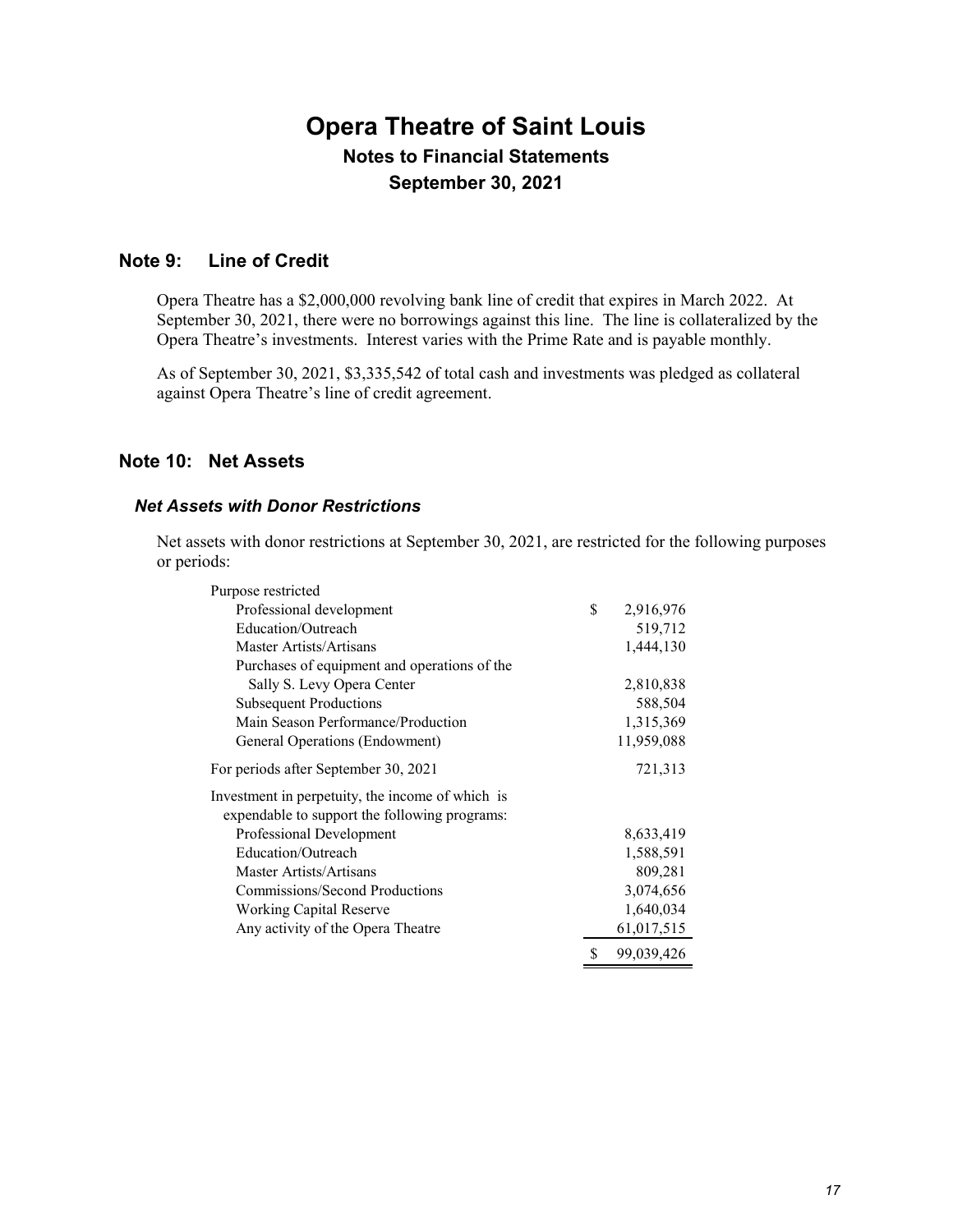# Opera Theatre of Saint Louis

## Notes to Financial Statements

## September 30, 2021

## Note 9: Line of Credit

Opera Theatre has a $2,000,000 revolving bank line of credit that expires in March 2022. At September 30, 2021, there were no borrowings against this line. The line is collateralized by the Opera Theatre's investments. Interest varies with the Prime Rate and is payable monthly.

As of September 30, 2021, $3,335,542 of total cash and investments was pledged as collateral against Opera Theatre's line of credit agreement.

## Note 10: Net Assets

### *Net Assets with Donor Restrictions*

Net assets with donor restrictions at September 30, 2021, are restricted for the following purposes or periods:

| | |
|---|---|
| Purpose restricted | |
| Professional development | $ 2,916,976 |
| Education/Outreach | 519,712 |
| Master Artists/Artisans | 1,444,130 |
| Purchases of equipment and operations of the Sally S. Levy Opera Center | 2,810,838 |
| Subsequent Productions | 588,504 |
| Main Season Performance/Production | 1,315,369 |
| General Operations (Endowment) | 11,959,088 |
| For periods after September 30, 2021 | 721,313 |
| Investment in perpetuity, the income of which is expendable to support the following programs: | |
| Professional Development | 8,633,419 |
| Education/Outreach | 1,588,591 |
| Master Artists/Artisans | 809,281 |
| Commissions/Second Productions | 3,074,656 |
| Working Capital Reserve | 1,640,034 |
| Any activity of the Opera Theatre | 61,017,515 |
| | $ 99,039,426 |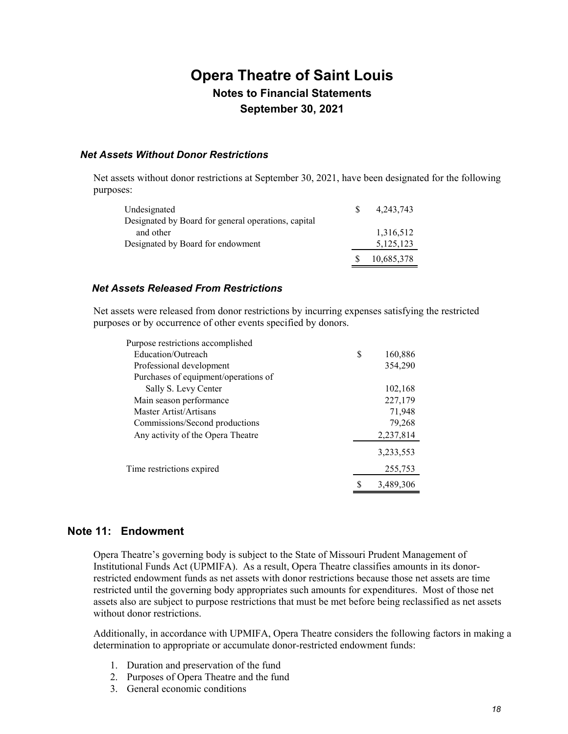### *Net Assets Without Donor Restrictions*

Net assets without donor restrictions at September 30, 2021, have been designated for the following purposes:

| | |
|---|---|
| Undesignated | $ 4,243,743 |
| Designated by Board for general operations, capital and other | 1,316,512 |
| Designated by Board for endowment | 5,125,123 |
| | $ 10,685,378 |

### *Net Assets Released From Restrictions*

Net assets were released from donor restrictions by incurring expenses satisfying the restricted purposes or by occurrence of other events specified by donors.

| | |
|---|---|
| Purpose restrictions accomplished | |
| Education/Outreach | $ 160,886 |
| Professional development | 354,290 |
| Purchases of equipment/operations of Sally S. Levy Center | 102,168 |
| Main season performance | 227,179 |
| Master Artist/Artisans | 71,948 |
| Commissions/Second productions | 79,268 |
| Any activity of the Opera Theatre | 2,237,814 |
| | 3,233,553 |
| Time restrictions expired | 255,753 |
| | $ 3,489,306 |

## Note 11: Endowment

Opera Theatre's governing body is subject to the State of Missouri Prudent Management of Institutional Funds Act (UPMIFA). As a result, Opera Theatre classifies amounts in its donor-restricted endowment funds as net assets with donor restrictions because those net assets are time restricted until the governing body appropriates such amounts for expenditures. Most of those net assets also are subject to purpose restrictions that must be met before being reclassified as net assets without donor restrictions.

Additionally, in accordance with UPMIFA, Opera Theatre considers the following factors in making a determination to appropriate or accumulate donor-restricted endowment funds:

1. Duration and preservation of the fund
2. Purposes of Opera Theatre and the fund
3. General economic conditions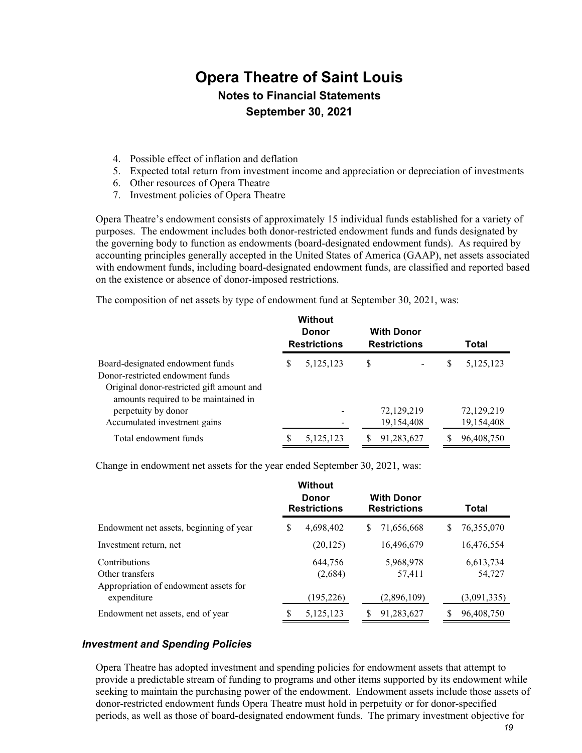4. Possible effect of inflation and deflation
5. Expected total return from investment income and appreciation or depreciation of investments
6. Other resources of Opera Theatre
7. Investment policies of Opera Theatre

Opera Theatre's endowment consists of approximately 15 individual funds established for a variety of purposes. The endowment includes both donor-restricted endowment funds and funds designated by the governing body to function as endowments (board-designated endowment funds). As required by accounting principles generally accepted in the United States of America (GAAP), net assets associated with endowment funds, including board-designated endowment funds, are classified and reported based on the existence or absence of donor-imposed restrictions.

The composition of net assets by type of endowment fund at September 30, 2021, was:

| | Without Donor Restrictions | With Donor Restrictions | Total |
|---|---|---|---|
| Board-designated endowment funds | $ 5,125,123 | $ - | $ 5,125,123 |
| Donor-restricted endowment funds | | | |
| Original donor-restricted gift amount and amounts required to be maintained in perpetuity by donor | - | 72,129,219 | 72,129,219 |
| Accumulated investment gains | - | 19,154,408 | 19,154,408 |
| Total endowment funds | $ 5,125,123 | $ 91,283,627 | $ 96,408,750 |

Change in endowment net assets for the year ended September 30, 2021, was:

| | Without Donor Restrictions | With Donor Restrictions | Total |
|---|---|---|---|
| Endowment net assets, beginning of year | $ 4,698,402 | $ 71,656,668 | $ 76,355,070 |
| Investment return, net | (20,125) | 16,496,679 | 16,476,554 |
| Contributions | 644,756 | 5,968,978 | 6,613,734 |
| Other transfers | (2,684) | 57,411 | 54,727 |
| Appropriation of endowment assets for expenditure | (195,226) | (2,896,109) | (3,091,335) |
| Endowment net assets, end of year | $ 5,125,123 | $ 91,283,627 | $ 96,408,750 |

### *Investment and Spending Policies*

Opera Theatre has adopted investment and spending policies for endowment assets that attempt to provide a predictable stream of funding to programs and other items supported by its endowment while seeking to maintain the purchasing power of the endowment. Endowment assets include those assets of donor-restricted endowment funds Opera Theatre must hold in perpetuity or for donor-specified periods, as well as those of board-designated endowment funds. The primary investment objective for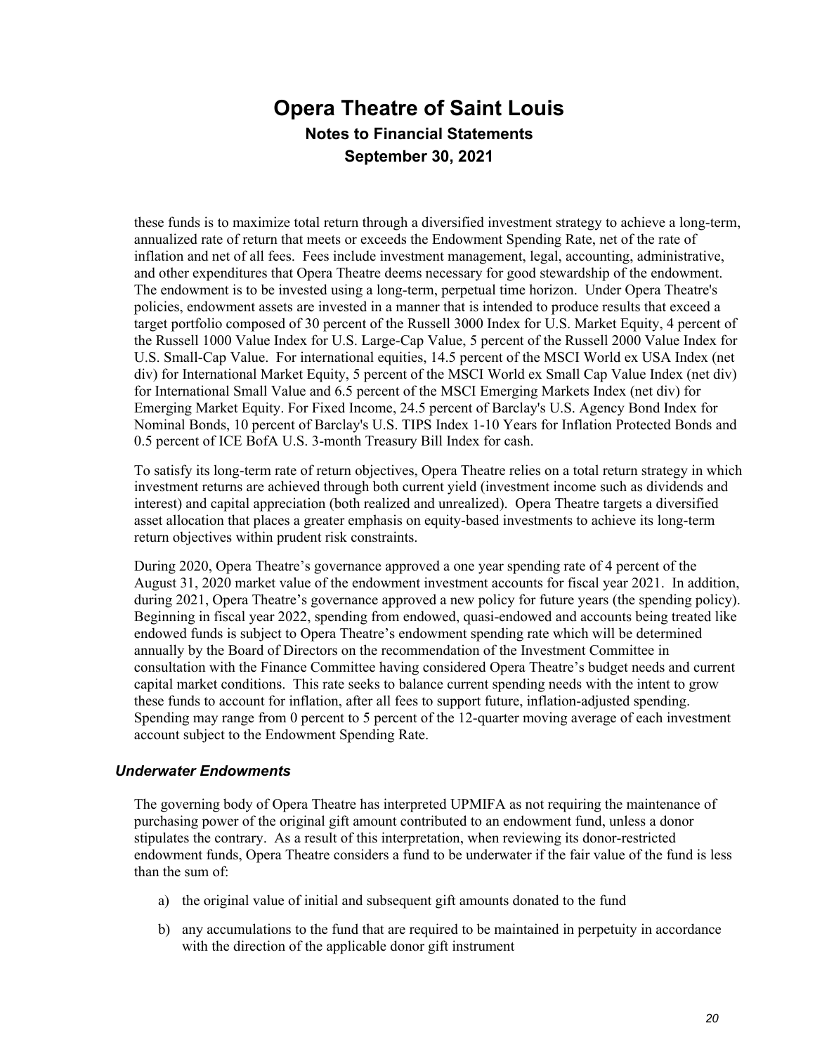these funds is to maximize total return through a diversified investment strategy to achieve a long-term, annualized rate of return that meets or exceeds the Endowment Spending Rate, net of the rate of inflation and net of all fees. Fees include investment management, legal, accounting, administrative, and other expenditures that Opera Theatre deems necessary for good stewardship of the endowment. The endowment is to be invested using a long-term, perpetual time horizon. Under Opera Theatre's policies, endowment assets are invested in a manner that is intended to produce results that exceed a target portfolio composed of 30 percent of the Russell 3000 Index for U.S. Market Equity, 4 percent of the Russell 1000 Value Index for U.S. Large-Cap Value, 5 percent of the Russell 2000 Value Index for U.S. Small-Cap Value. For international equities, 14.5 percent of the MSCI World ex USA Index (net div) for International Market Equity, 5 percent of the MSCI World ex Small Cap Value Index (net div) for International Small Value and 6.5 percent of the MSCI Emerging Markets Index (net div) for Emerging Market Equity. For Fixed Income, 24.5 percent of Barclay's U.S. Agency Bond Index for Nominal Bonds, 10 percent of Barclay's U.S. TIPS Index 1-10 Years for Inflation Protected Bonds and 0.5 percent of ICE BofA U.S. 3-month Treasury Bill Index for cash.

To satisfy its long-term rate of return objectives, Opera Theatre relies on a total return strategy in which investment returns are achieved through both current yield (investment income such as dividends and interest) and capital appreciation (both realized and unrealized). Opera Theatre targets a diversified asset allocation that places a greater emphasis on equity-based investments to achieve its long-term return objectives within prudent risk constraints.

During 2020, Opera Theatre's governance approved a one year spending rate of 4 percent of the August 31, 2020 market value of the endowment investment accounts for fiscal year 2021. In addition, during 2021, Opera Theatre's governance approved a new policy for future years (the spending policy). Beginning in fiscal year 2022, spending from endowed, quasi-endowed and accounts being treated like endowed funds is subject to Opera Theatre's endowment spending rate which will be determined annually by the Board of Directors on the recommendation of the Investment Committee in consultation with the Finance Committee having considered Opera Theatre's budget needs and current capital market conditions. This rate seeks to balance current spending needs with the intent to grow these funds to account for inflation, after all fees to support future, inflation-adjusted spending. Spending may range from 0 percent to 5 percent of the 12-quarter moving average of each investment account subject to the Endowment Spending Rate.

### *Underwater Endowments*

The governing body of Opera Theatre has interpreted UPMIFA as not requiring the maintenance of purchasing power of the original gift amount contributed to an endowment fund, unless a donor stipulates the contrary. As a result of this interpretation, when reviewing its donor-restricted endowment funds, Opera Theatre considers a fund to be underwater if the fair value of the fund is less than the sum of:

a) the original value of initial and subsequent gift amounts donated to the fund

b) any accumulations to the fund that are required to be maintained in perpetuity in accordance with the direction of the applicable donor gift instrument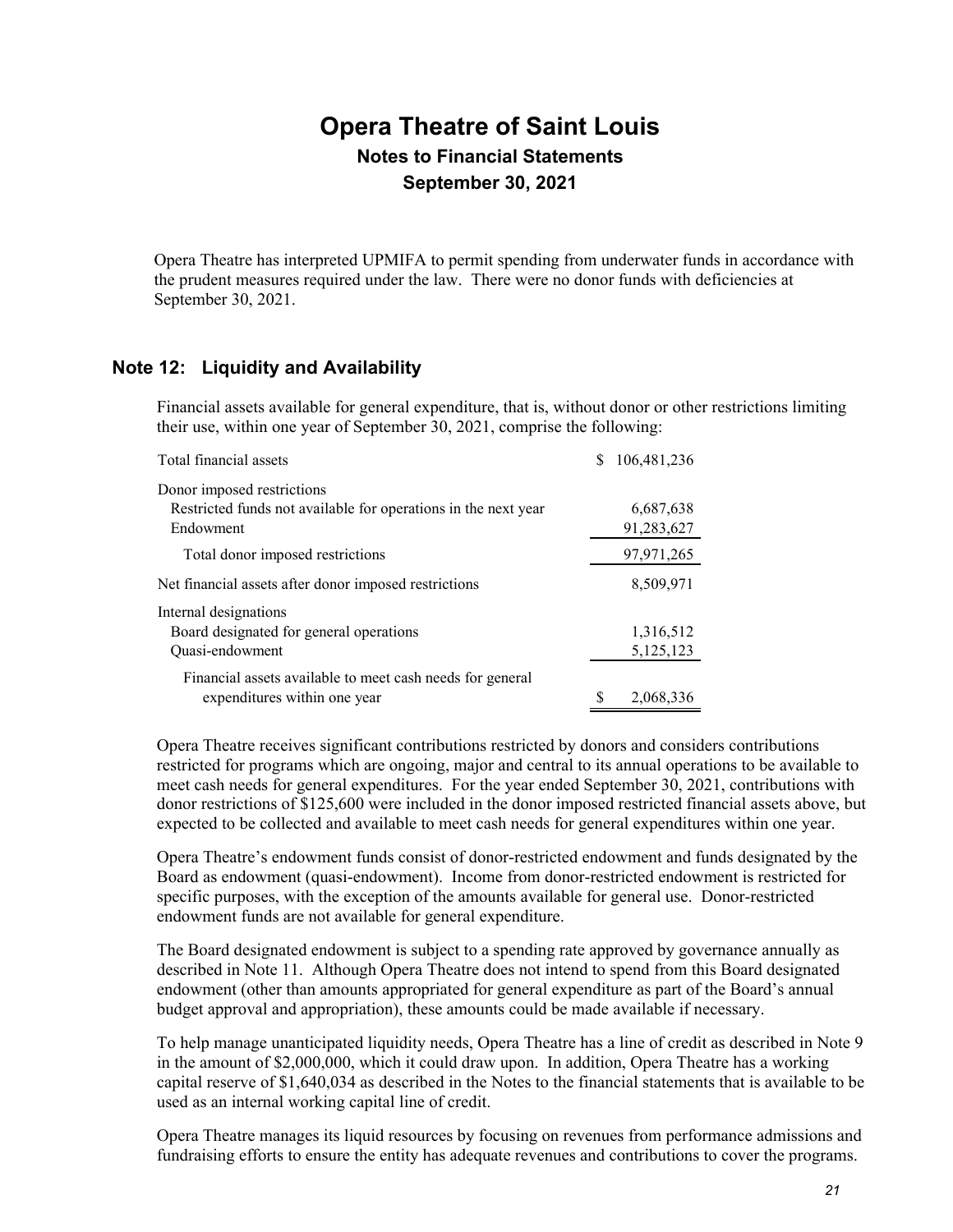Opera Theatre has interpreted UPMIFA to permit spending from underwater funds in accordance with the prudent measures required under the law. There were no donor funds with deficiencies at September 30, 2021.

## Note 12: Liquidity and Availability

Financial assets available for general expenditure, that is, without donor or other restrictions limiting their use, within one year of September 30, 2021, comprise the following:

| | |
|---|---|
| Total financial assets | $ 106,481,236 |
| Donor imposed restrictions | |
| Restricted funds not available for operations in the next year | 6,687,638 |
| Endowment | 91,283,627 |
| Total donor imposed restrictions | 97,971,265 |
| Net financial assets after donor imposed restrictions | 8,509,971 |
| Internal designations | |
| Board designated for general operations | 1,316,512 |
| Quasi-endowment | 5,125,123 |
| Financial assets available to meet cash needs for general expenditures within one year | $ 2,068,336 |

Opera Theatre receives significant contributions restricted by donors and considers contributions restricted for programs which are ongoing, major and central to its annual operations to be available to meet cash needs for general expenditures. For the year ended September 30, 2021, contributions with donor restrictions of $125,600 were included in the donor imposed restricted financial assets above, but expected to be collected and available to meet cash needs for general expenditures within one year.

Opera Theatre's endowment funds consist of donor-restricted endowment and funds designated by the Board as endowment (quasi-endowment). Income from donor-restricted endowment is restricted for specific purposes, with the exception of the amounts available for general use. Donor-restricted endowment funds are not available for general expenditure.

The Board designated endowment is subject to a spending rate approved by governance annually as described in Note 11. Although Opera Theatre does not intend to spend from this Board designated endowment (other than amounts appropriated for general expenditure as part of the Board's annual budget approval and appropriation), these amounts could be made available if necessary.

To help manage unanticipated liquidity needs, Opera Theatre has a line of credit as described in Note 9 in the amount of $2,000,000, which it could draw upon. In addition, Opera Theatre has a working capital reserve of $1,640,034 as described in the Notes to the financial statements that is available to be used as an internal working capital line of credit.

Opera Theatre manages its liquid resources by focusing on revenues from performance admissions and fundraising efforts to ensure the entity has adequate revenues and contributions to cover the programs.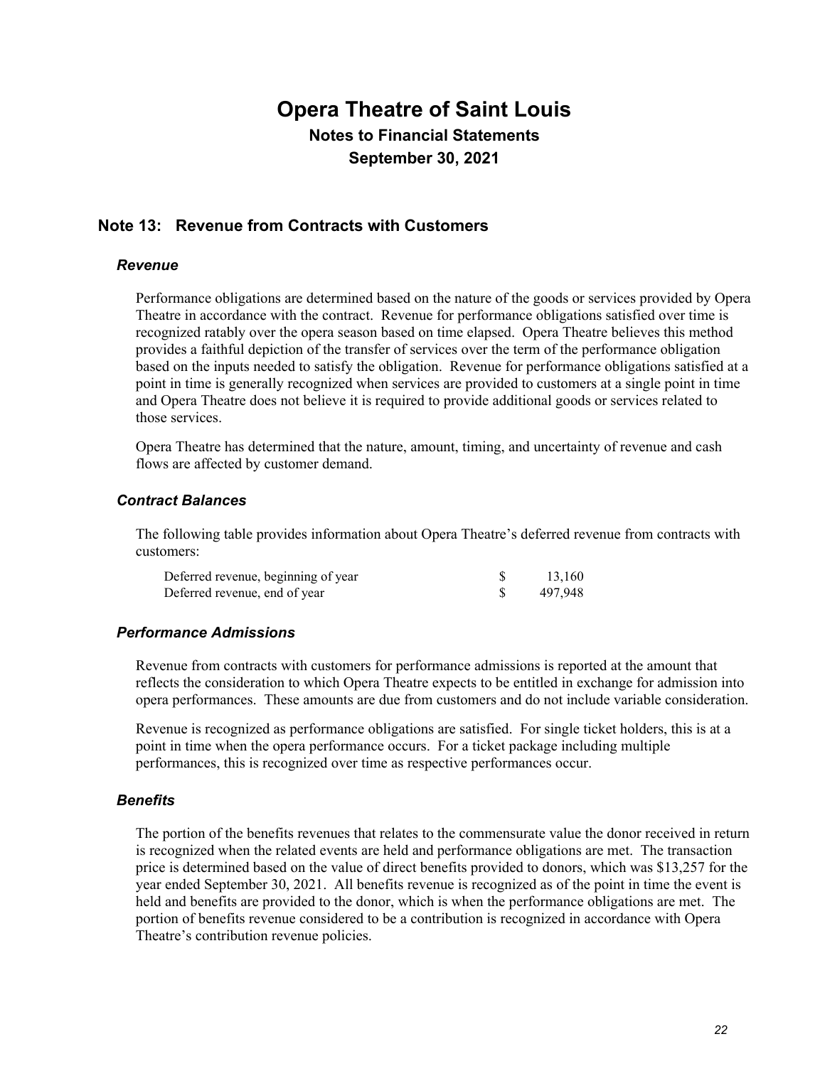# Opera Theatre of Saint Louis

## Notes to Financial Statements

## September 30, 2021

## Note 13: Revenue from Contracts with Customers

### *Revenue*

Performance obligations are determined based on the nature of the goods or services provided by Opera Theatre in accordance with the contract. Revenue for performance obligations satisfied over time is recognized ratably over the opera season based on time elapsed. Opera Theatre believes this method provides a faithful depiction of the transfer of services over the term of the performance obligation based on the inputs needed to satisfy the obligation. Revenue for performance obligations satisfied at a point in time is generally recognized when services are provided to customers at a single point in time and Opera Theatre does not believe it is required to provide additional goods or services related to those services.

Opera Theatre has determined that the nature, amount, timing, and uncertainty of revenue and cash flows are affected by customer demand.

### *Contract Balances*

The following table provides information about Opera Theatre's deferred revenue from contracts with customers:

| | | |
|---|---|---|
| Deferred revenue, beginning of year | $ | 13,160 |
| Deferred revenue, end of year | $ | 497,948 |

### *Performance Admissions*

Revenue from contracts with customers for performance admissions is reported at the amount that reflects the consideration to which Opera Theatre expects to be entitled in exchange for admission into opera performances. These amounts are due from customers and do not include variable consideration.

Revenue is recognized as performance obligations are satisfied. For single ticket holders, this is at a point in time when the opera performance occurs. For a ticket package including multiple performances, this is recognized over time as respective performances occur.

### *Benefits*

The portion of the benefits revenues that relates to the commensurate value the donor received in return is recognized when the related events are held and performance obligations are met. The transaction price is determined based on the value of direct benefits provided to donors, which was $13,257 for the year ended September 30, 2021. All benefits revenue is recognized as of the point in time the event is held and benefits are provided to the donor, which is when the performance obligations are met. The portion of benefits revenue considered to be a contribution is recognized in accordance with Opera Theatre's contribution revenue policies.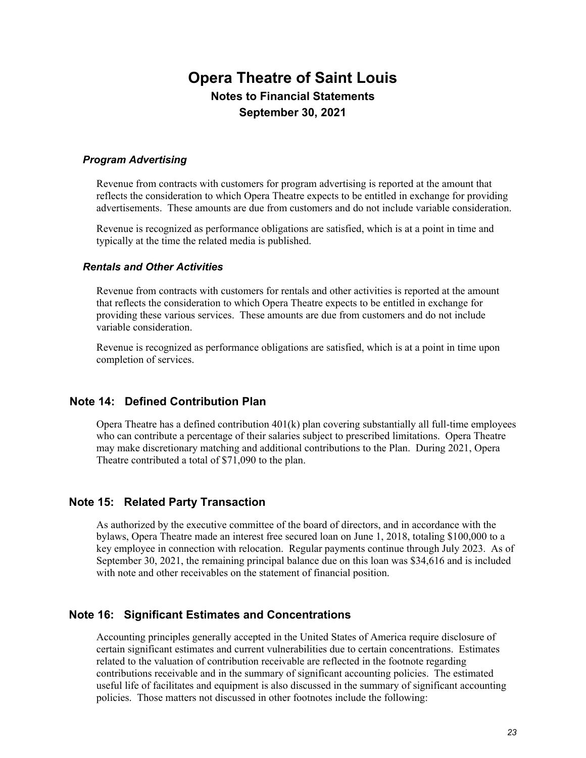### *Program Advertising*

Revenue from contracts with customers for program advertising is reported at the amount that reflects the consideration to which Opera Theatre expects to be entitled in exchange for providing advertisements. These amounts are due from customers and do not include variable consideration.

Revenue is recognized as performance obligations are satisfied, which is at a point in time and typically at the time the related media is published.

### *Rentals and Other Activities*

Revenue from contracts with customers for rentals and other activities is reported at the amount that reflects the consideration to which Opera Theatre expects to be entitled in exchange for providing these various services. These amounts are due from customers and do not include variable consideration.

Revenue is recognized as performance obligations are satisfied, which is at a point in time upon completion of services.

## Note 14: Defined Contribution Plan

Opera Theatre has a defined contribution 401(k) plan covering substantially all full-time employees who can contribute a percentage of their salaries subject to prescribed limitations. Opera Theatre may make discretionary matching and additional contributions to the Plan. During 2021, Opera Theatre contributed a total of $71,090 to the plan.

## Note 15: Related Party Transaction

As authorized by the executive committee of the board of directors, and in accordance with the bylaws, Opera Theatre made an interest free secured loan on June 1, 2018, totaling $100,000 to a key employee in connection with relocation. Regular payments continue through July 2023. As of September 30, 2021, the remaining principal balance due on this loan was $34,616 and is included with note and other receivables on the statement of financial position.

## Note 16: Significant Estimates and Concentrations

Accounting principles generally accepted in the United States of America require disclosure of certain significant estimates and current vulnerabilities due to certain concentrations. Estimates related to the valuation of contribution receivable are reflected in the footnote regarding contributions receivable and in the summary of significant accounting policies. The estimated useful life of facilitates and equipment is also discussed in the summary of significant accounting policies. Those matters not discussed in other footnotes include the following: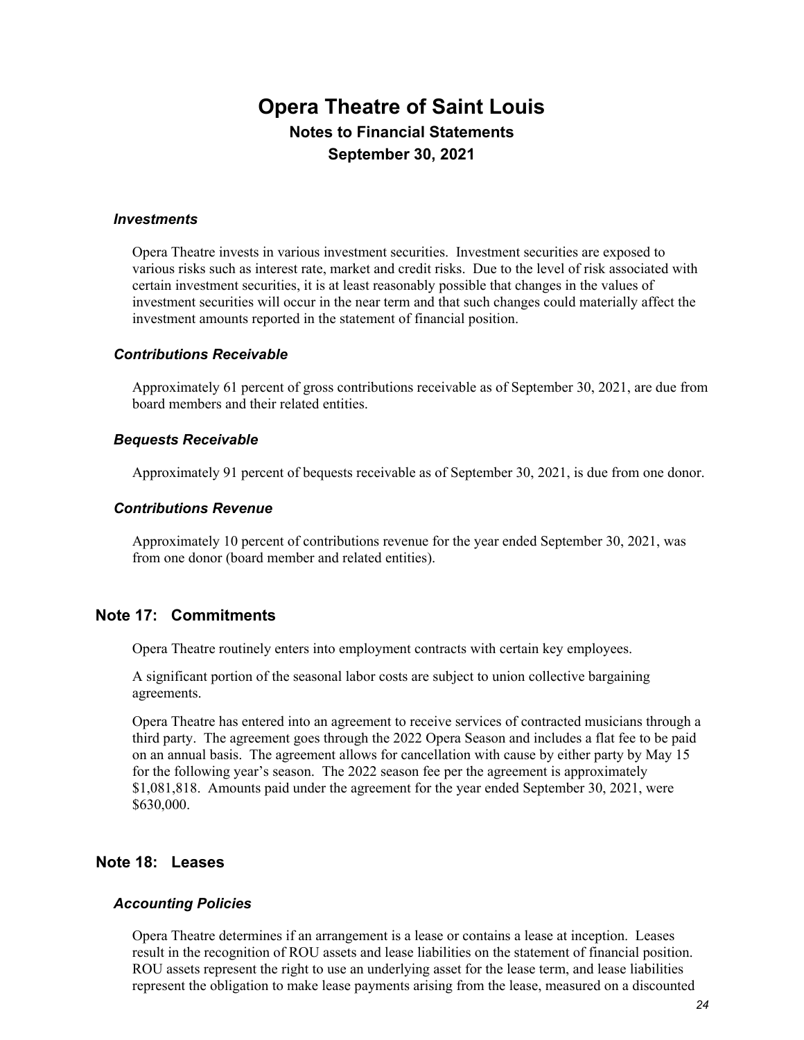### *Investments*

Opera Theatre invests in various investment securities. Investment securities are exposed to various risks such as interest rate, market and credit risks. Due to the level of risk associated with certain investment securities, it is at least reasonably possible that changes in the values of investment securities will occur in the near term and that such changes could materially affect the investment amounts reported in the statement of financial position.

### *Contributions Receivable*

Approximately 61 percent of gross contributions receivable as of September 30, 2021, are due from board members and their related entities.

### *Bequests Receivable*

Approximately 91 percent of bequests receivable as of September 30, 2021, is due from one donor.

### *Contributions Revenue*

Approximately 10 percent of contributions revenue for the year ended September 30, 2021, was from one donor (board member and related entities).

## Note 17: Commitments

Opera Theatre routinely enters into employment contracts with certain key employees.

A significant portion of the seasonal labor costs are subject to union collective bargaining agreements.

Opera Theatre has entered into an agreement to receive services of contracted musicians through a third party. The agreement goes through the 2022 Opera Season and includes a flat fee to be paid on an annual basis. The agreement allows for cancellation with cause by either party by May 15 for the following year's season. The 2022 season fee per the agreement is approximately $1,081,818. Amounts paid under the agreement for the year ended September 30, 2021, were $630,000.

## Note 18: Leases

### *Accounting Policies*

Opera Theatre determines if an arrangement is a lease or contains a lease at inception. Leases result in the recognition of ROU assets and lease liabilities on the statement of financial position. ROU assets represent the right to use an underlying asset for the lease term, and lease liabilities represent the obligation to make lease payments arising from the lease, measured on a discounted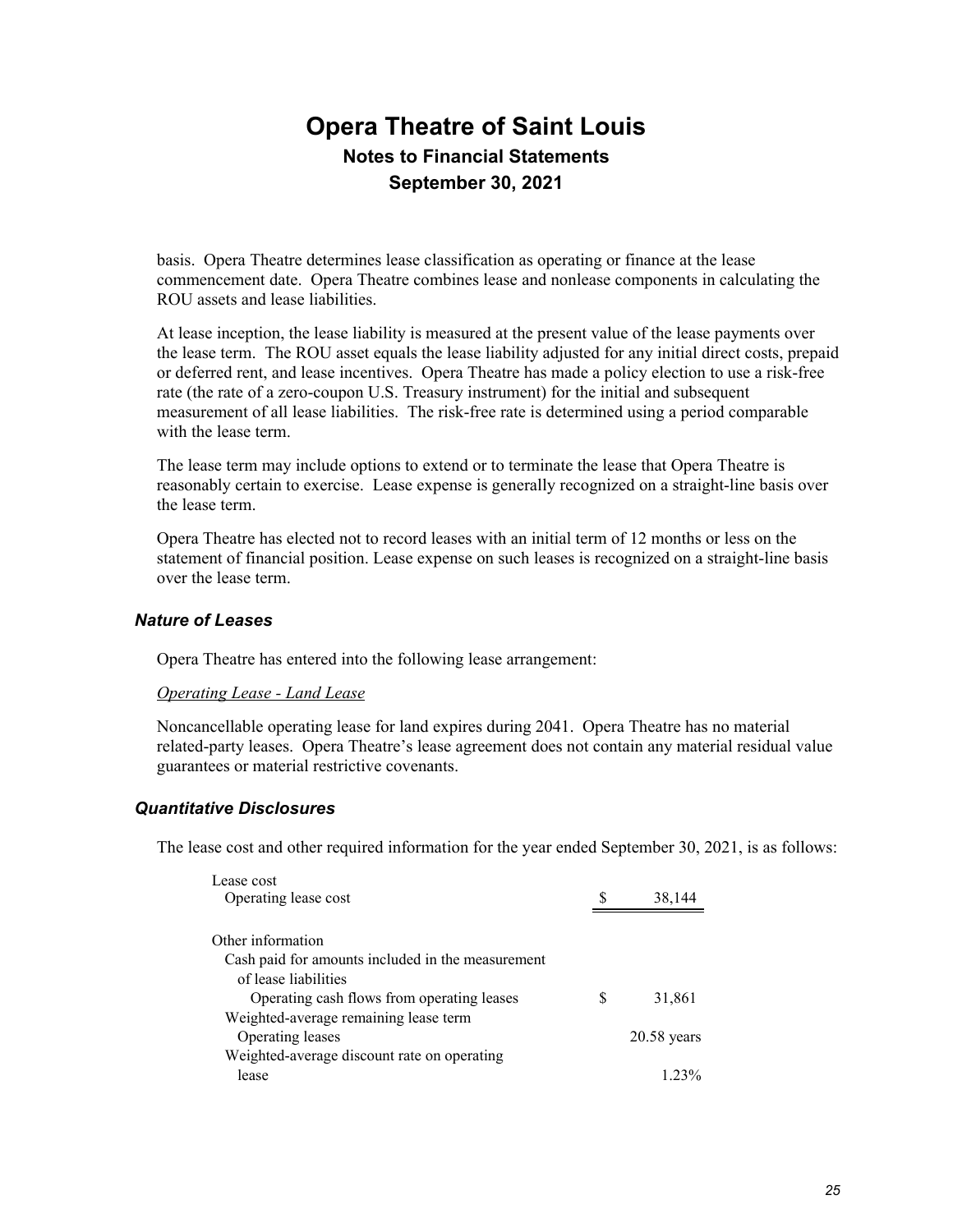basis. Opera Theatre determines lease classification as operating or finance at the lease commencement date. Opera Theatre combines lease and nonlease components in calculating the ROU assets and lease liabilities.

At lease inception, the lease liability is measured at the present value of the lease payments over the lease term. The ROU asset equals the lease liability adjusted for any initial direct costs, prepaid or deferred rent, and lease incentives. Opera Theatre has made a policy election to use a risk-free rate (the rate of a zero-coupon U.S. Treasury instrument) for the initial and subsequent measurement of all lease liabilities. The risk-free rate is determined using a period comparable with the lease term.

The lease term may include options to extend or to terminate the lease that Opera Theatre is reasonably certain to exercise. Lease expense is generally recognized on a straight-line basis over the lease term.

Opera Theatre has elected not to record leases with an initial term of 12 months or less on the statement of financial position. Lease expense on such leases is recognized on a straight-line basis over the lease term.

### *Nature of Leases*

Opera Theatre has entered into the following lease arrangement:

*Operating Lease - Land Lease*

Noncancellable operating lease for land expires during 2041. Opera Theatre has no material related-party leases. Opera Theatre's lease agreement does not contain any material residual value guarantees or material restrictive covenants.

### *Quantitative Disclosures*

The lease cost and other required information for the year ended September 30, 2021, is as follows:

| | |
|---|---|
| Lease cost | |
| Operating lease cost | $ 38,144 |
| | |
| Other information | |
| Cash paid for amounts included in the measurement of lease liabilities | |
| Operating cash flows from operating leases | $ 31,861 |
| Weighted-average remaining lease term | |
| Operating leases | 20.58 years |
| Weighted-average discount rate on operating lease | 1.23% |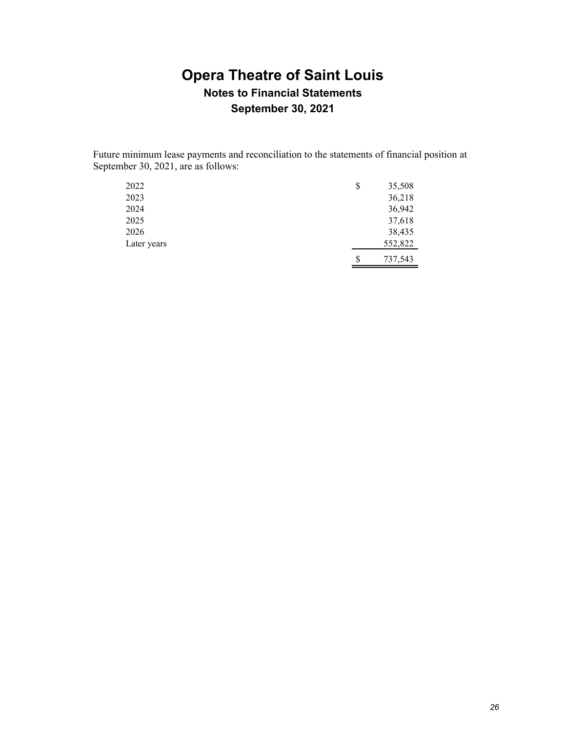# Opera Theatre of Saint Louis

## Notes to Financial Statements

## September 30, 2021

Future minimum lease payments and reconciliation to the statements of financial position at September 30, 2021, are as follows:

| | |
|---|---|
| 2022 | $ 35,508 |
| 2023 | 36,218 |
| 2024 | 36,942 |
| 2025 | 37,618 |
| 2026 | 38,435 |
| Later years | 552,822 |
| | $ 737,543 |